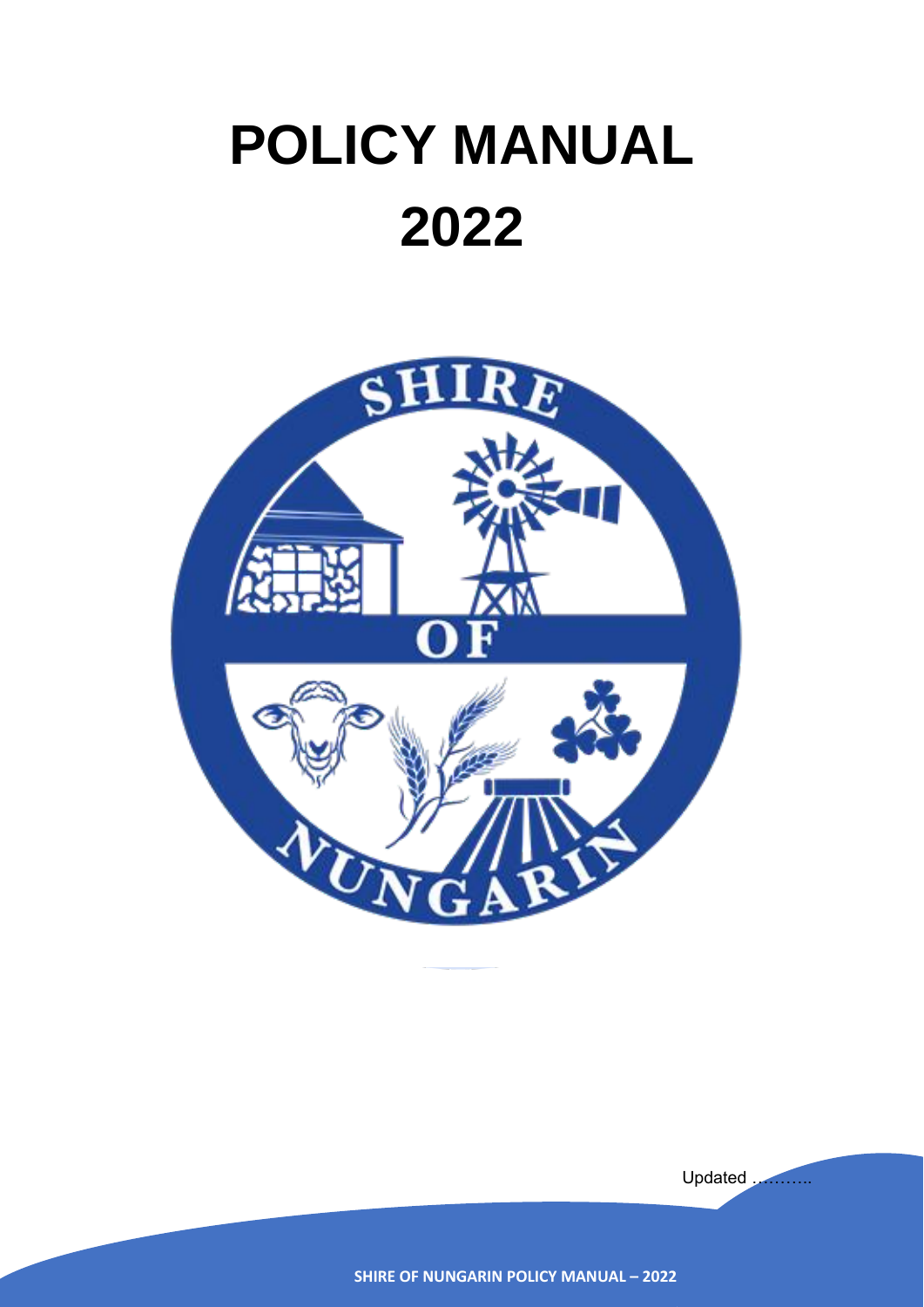# POLICY MANUAL 2022

Updated ………..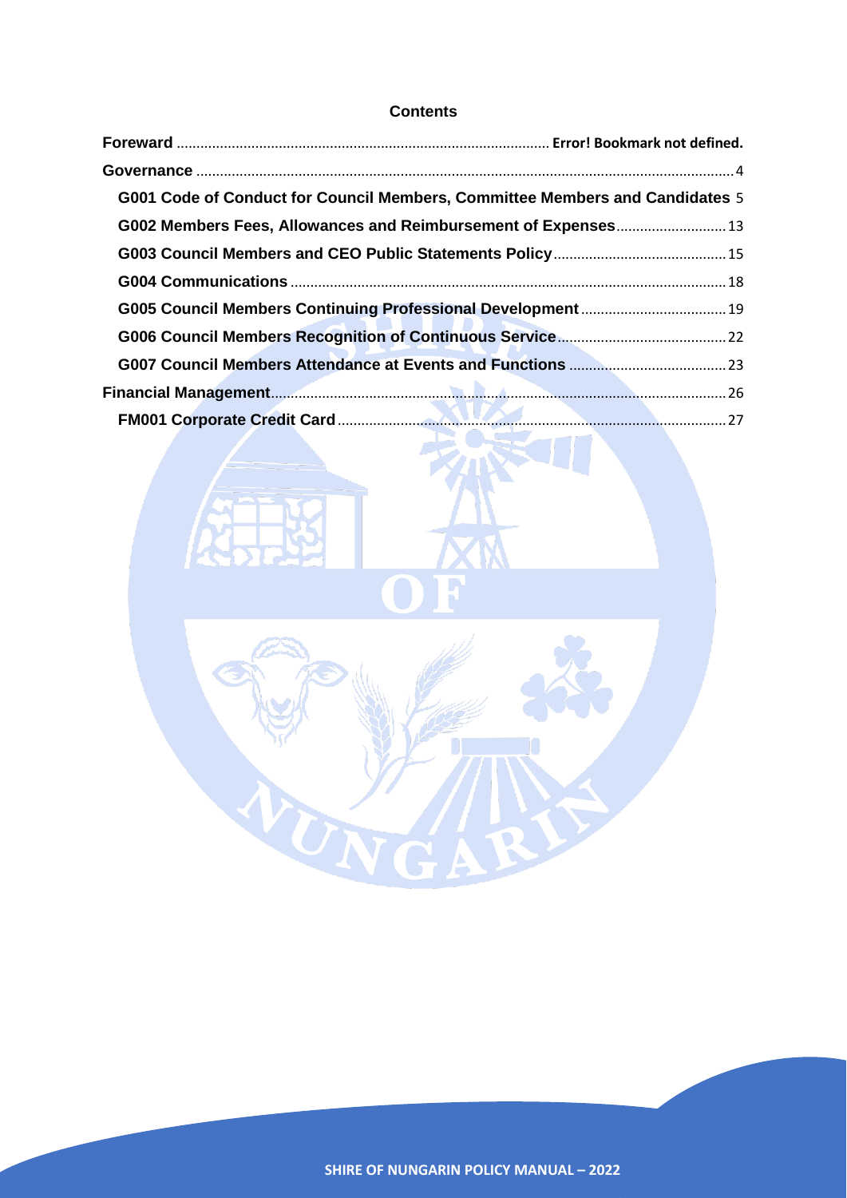# Contents

| | |
|---|---|
| **Foreward** | **Error! Bookmark not defined.** |
| **Governance** | 4 |
| **G001 Code of Conduct for Council Members, Committee Members and Candidates** | 5 |
| **G002 Members Fees, Allowances and Reimbursement of Expenses** | 13 |
| **G003 Council Members and CEO Public Statements Policy** | 15 |
| **G004 Communications** | 18 |
| **G005 Council Members Continuing Professional Development** | 19 |
| **G006 Council Members Recognition of Continuous Service** | 22 |
| **G007 Council Members Attendance at Events and Functions** | 23 |
| **Financial Management** | 26 |
| **FM001 Corporate Credit Card** | 27 |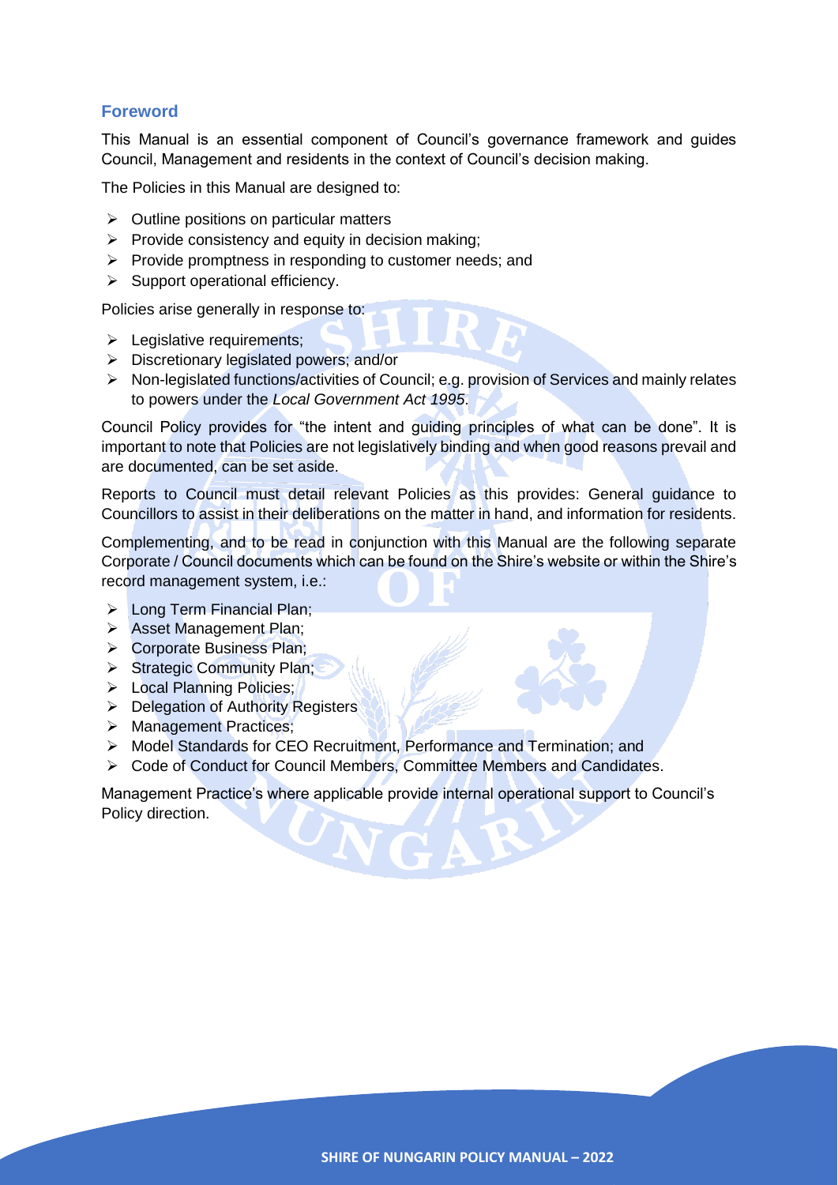## Foreword

This Manual is an essential component of Council's governance framework and guides Council, Management and residents in the context of Council's decision making.

The Policies in this Manual are designed to:

- Outline positions on particular matters
- Provide consistency and equity in decision making;
- Provide promptness in responding to customer needs; and
- Support operational efficiency.

Policies arise generally in response to:

- Legislative requirements;
- Discretionary legislated powers; and/or
- Non-legislated functions/activities of Council; e.g. provision of Services and mainly relates to powers under the *Local Government Act 1995*.

Council Policy provides for "the intent and guiding principles of what can be done". It is important to note that Policies are not legislatively binding and when good reasons prevail and are documented, can be set aside.

Reports to Council must detail relevant Policies as this provides: General guidance to Councillors to assist in their deliberations on the matter in hand, and information for residents.

Complementing, and to be read in conjunction with this Manual are the following separate Corporate / Council documents which can be found on the Shire's website or within the Shire's record management system, i.e.:

- Long Term Financial Plan;
- Asset Management Plan;
- Corporate Business Plan;
- Strategic Community Plan;
- Local Planning Policies;
- Delegation of Authority Registers
- Management Practices;
- Model Standards for CEO Recruitment, Performance and Termination; and
- Code of Conduct for Council Members, Committee Members and Candidates.

Management Practice's where applicable provide internal operational support to Council's Policy direction.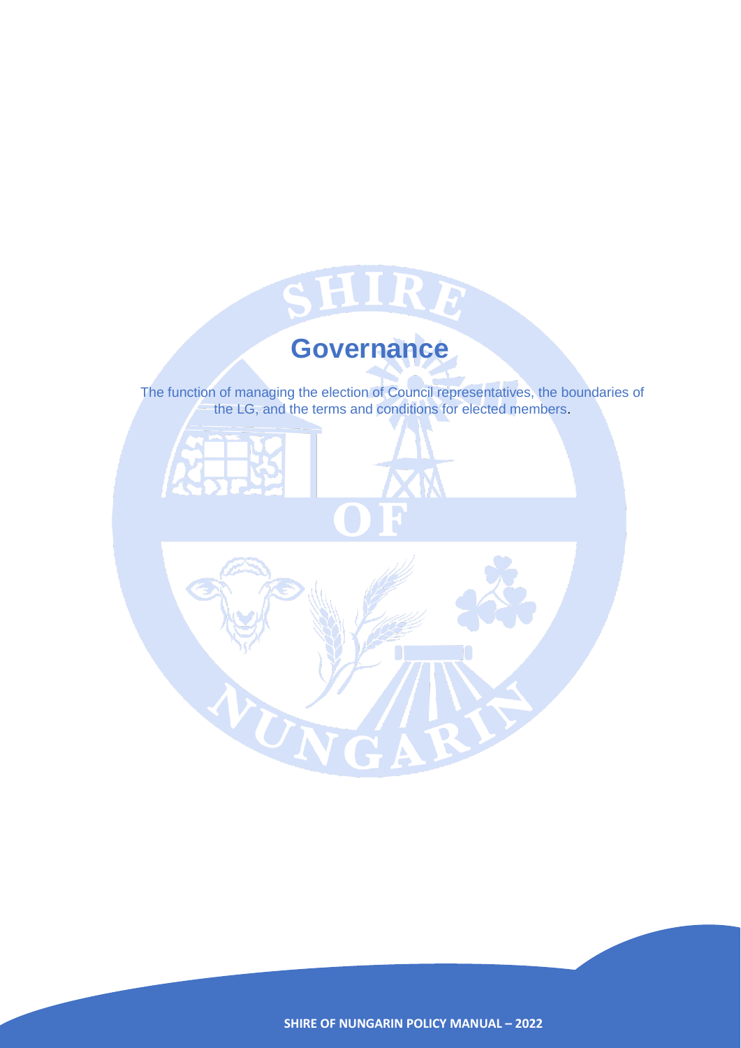# Governance

The function of managing the election of Council representatives, the boundaries of the LG, and the terms and conditions for elected members.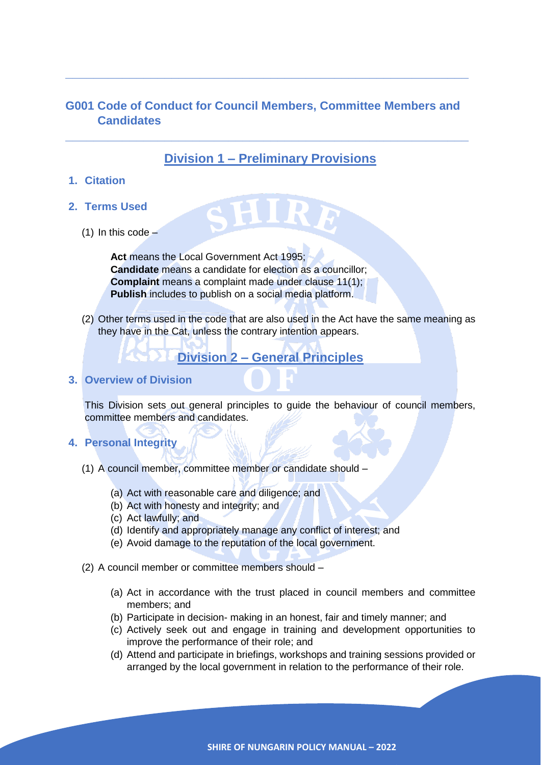# G001 Code of Conduct for Council Members, Committee Members and Candidates

## Division 1 – Preliminary Provisions

### 1. Citation

### 2. Terms Used

(1) In this code –

**Act** means the Local Government Act 1995;
**Candidate** means a candidate for election as a councillor;
**Complaint** means a complaint made under clause 11(1);
**Publish** includes to publish on a social media platform.

(2) Other terms used in the code that are also used in the Act have the same meaning as they have in the Cat, unless the contrary intention appears.

## Division 2 – General Principles

### 3. Overview of Division

This Division sets out general principles to guide the behaviour of council members, committee members and candidates.

### 4. Personal Integrity

(1) A council member, committee member or candidate should –

- (a) Act with reasonable care and diligence; and
- (b) Act with honesty and integrity; and
- (c) Act lawfully; and
- (d) Identify and appropriately manage any conflict of interest; and
- (e) Avoid damage to the reputation of the local government.

(2) A council member or committee members should –

- (a) Act in accordance with the trust placed in council members and committee members; and
- (b) Participate in decision- making in an honest, fair and timely manner; and
- (c) Actively seek out and engage in training and development opportunities to improve the performance of their role; and
- (d) Attend and participate in briefings, workshops and training sessions provided or arranged by the local government in relation to the performance of their role.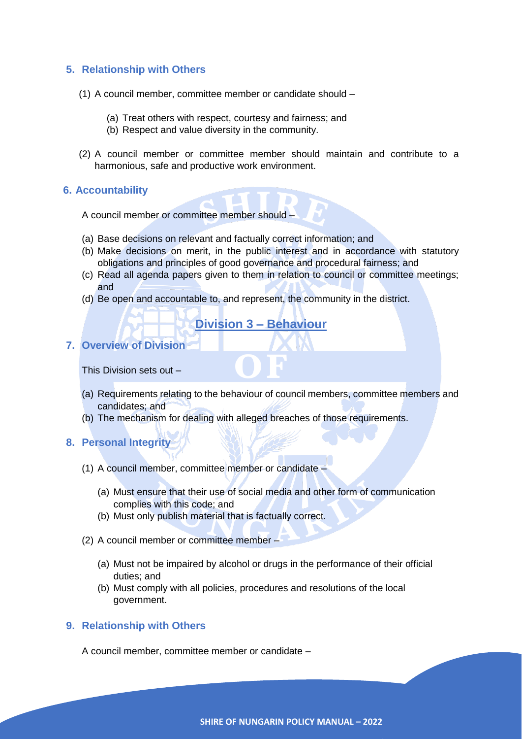## 5. Relationship with Others

(1) A council member, committee member or candidate should –

  (a) Treat others with respect, courtesy and fairness; and
  (b) Respect and value diversity in the community.

(2) A council member or committee member should maintain and contribute to a harmonious, safe and productive work environment.

## 6. Accountability

A council member or committee member should –

(a) Base decisions on relevant and factually correct information; and
(b) Make decisions on merit, in the public interest and in accordance with statutory obligations and principles of good governance and procedural fairness; and
(c) Read all agenda papers given to them in relation to council or committee meetings; and
(d) Be open and accountable to, and represent, the community in the district.

# Division 3 – Behaviour

## 7. Overview of Division

This Division sets out –

(a) Requirements relating to the behaviour of council members, committee members and candidates; and
(b) The mechanism for dealing with alleged breaches of those requirements.

## 8. Personal Integrity

(1) A council member, committee member or candidate –

  (a) Must ensure that their use of social media and other form of communication complies with this code; and
  (b) Must only publish material that is factually correct.

(2) A council member or committee member –

  (a) Must not be impaired by alcohol or drugs in the performance of their official duties; and
  (b) Must comply with all policies, procedures and resolutions of the local government.

## 9. Relationship with Others

A council member, committee member or candidate –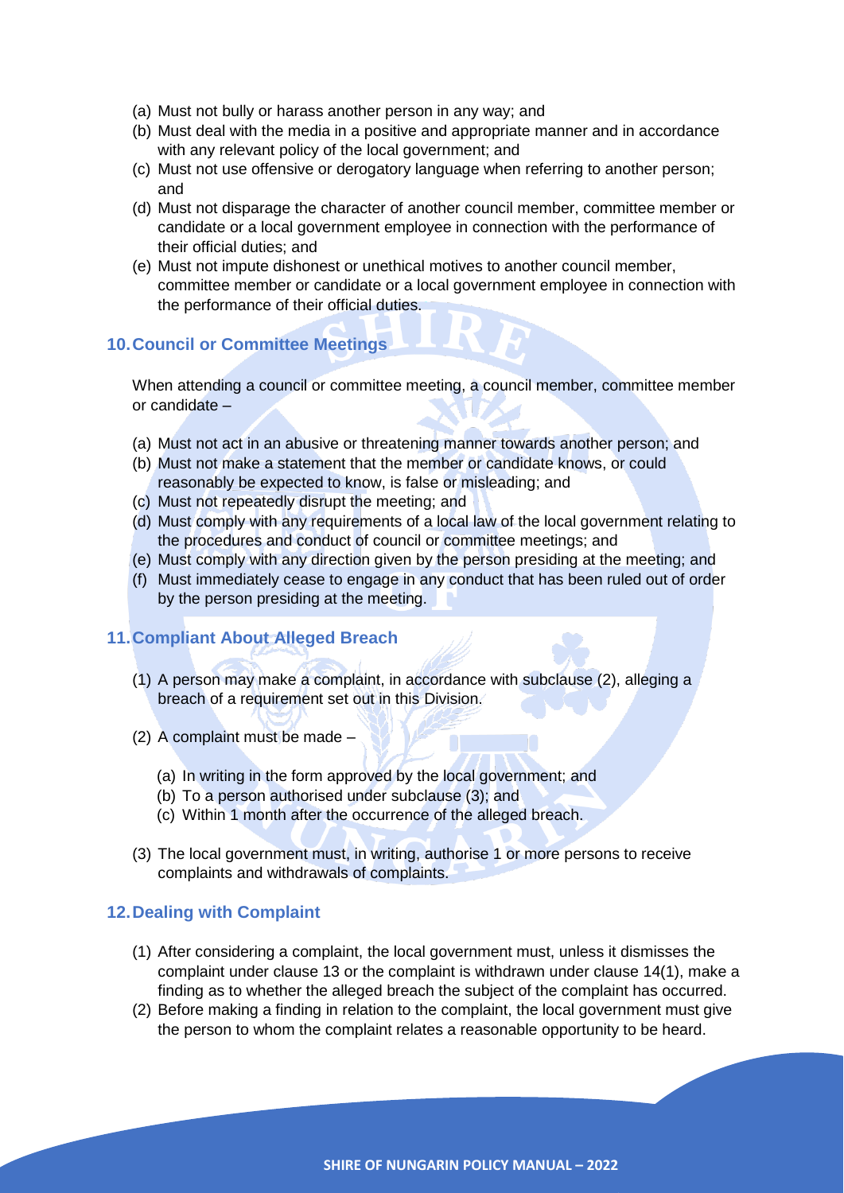(a) Must not bully or harass another person in any way; and
(b) Must deal with the media in a positive and appropriate manner and in accordance with any relevant policy of the local government; and
(c) Must not use offensive or derogatory language when referring to another person; and
(d) Must not disparage the character of another council member, committee member or candidate or a local government employee in connection with the performance of their official duties; and
(e) Must not impute dishonest or unethical motives to another council member, committee member or candidate or a local government employee in connection with the performance of their official duties.

## 10. Council or Committee Meetings

When attending a council or committee meeting, a council member, committee member or candidate –

(a) Must not act in an abusive or threatening manner towards another person; and
(b) Must not make a statement that the member or candidate knows, or could reasonably be expected to know, is false or misleading; and
(c) Must not repeatedly disrupt the meeting; and
(d) Must comply with any requirements of a local law of the local government relating to the procedures and conduct of council or committee meetings; and
(e) Must comply with any direction given by the person presiding at the meeting; and
(f) Must immediately cease to engage in any conduct that has been ruled out of order by the person presiding at the meeting.

## 11. Compliant About Alleged Breach

(1) A person may make a complaint, in accordance with subclause (2), alleging a breach of a requirement set out in this Division.

(2) A complaint must be made –

  (a) In writing in the form approved by the local government; and
  (b) To a person authorised under subclause (3); and
  (c) Within 1 month after the occurrence of the alleged breach.

(3) The local government must, in writing, authorise 1 or more persons to receive complaints and withdrawals of complaints.

## 12. Dealing with Complaint

(1) After considering a complaint, the local government must, unless it dismisses the complaint under clause 13 or the complaint is withdrawn under clause 14(1), make a finding as to whether the alleged breach the subject of the complaint has occurred.
(2) Before making a finding in relation to the complaint, the local government must give the person to whom the complaint relates a reasonable opportunity to be heard.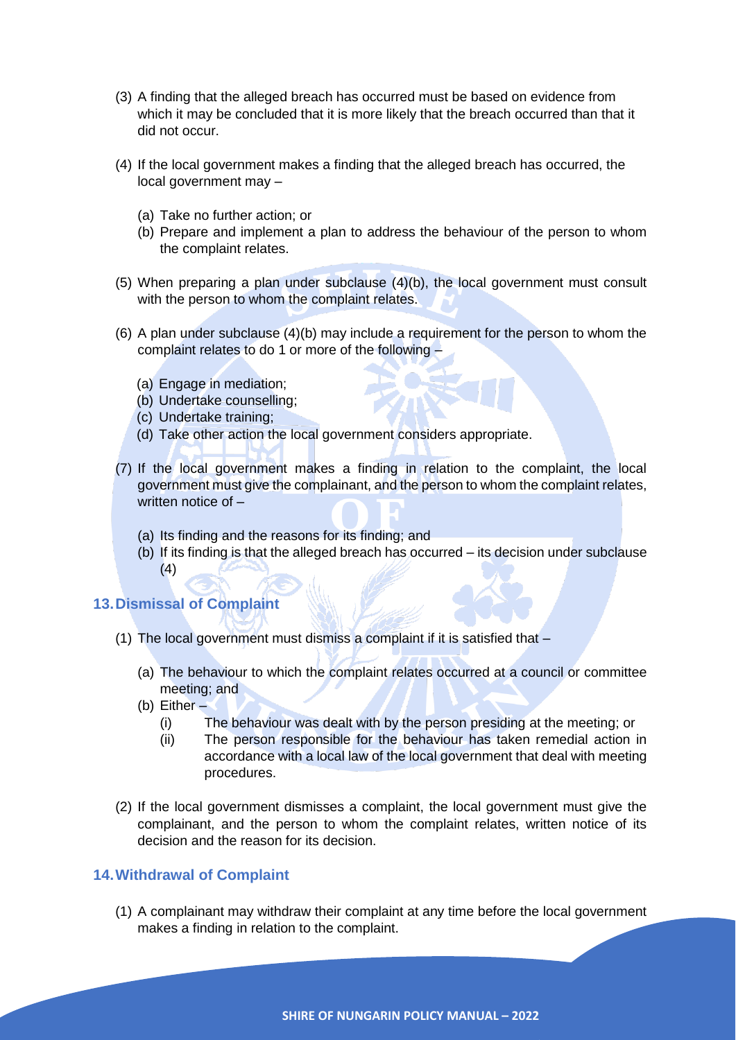(3) A finding that the alleged breach has occurred must be based on evidence from which it may be concluded that it is more likely that the breach occurred than that it did not occur.

(4) If the local government makes a finding that the alleged breach has occurred, the local government may –

   (a) Take no further action; or
   (b) Prepare and implement a plan to address the behaviour of the person to whom the complaint relates.

(5) When preparing a plan under subclause (4)(b), the local government must consult with the person to whom the complaint relates.

(6) A plan under subclause (4)(b) may include a requirement for the person to whom the complaint relates to do 1 or more of the following –

   (a) Engage in mediation;
   (b) Undertake counselling;
   (c) Undertake training;
   (d) Take other action the local government considers appropriate.

(7) If the local government makes a finding in relation to the complaint, the local government must give the complainant, and the person to whom the complaint relates, written notice of –

   (a) Its finding and the reasons for its finding; and
   (b) If its finding is that the alleged breach has occurred – its decision under subclause (4)

## 13. Dismissal of Complaint

(1) The local government must dismiss a complaint if it is satisfied that –

   (a) The behaviour to which the complaint relates occurred at a council or committee meeting; and
   (b) Either –
      (i) The behaviour was dealt with by the person presiding at the meeting; or
      (ii) The person responsible for the behaviour has taken remedial action in accordance with a local law of the local government that deal with meeting procedures.

(2) If the local government dismisses a complaint, the local government must give the complainant, and the person to whom the complaint relates, written notice of its decision and the reason for its decision.

## 14. Withdrawal of Complaint

(1) A complainant may withdraw their complaint at any time before the local government makes a finding in relation to the complaint.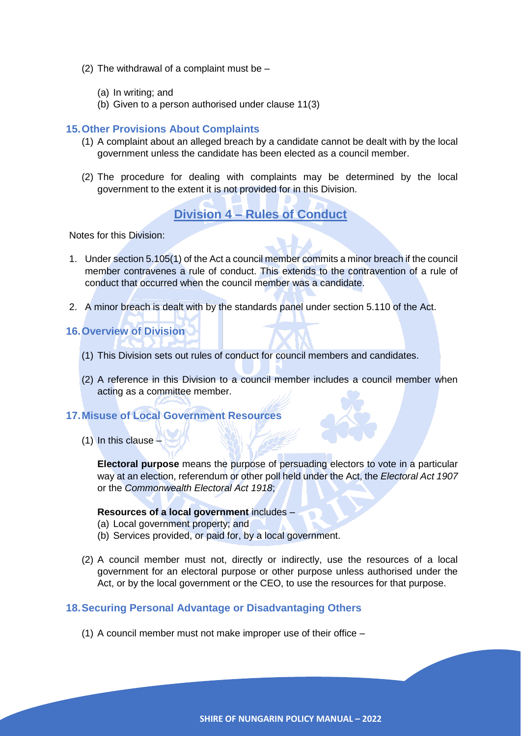(2) The withdrawal of a complaint must be –

(a) In writing; and
(b) Given to a person authorised under clause 11(3)

### 15. Other Provisions About Complaints

(1) A complaint about an alleged breach by a candidate cannot be dealt with by the local government unless the candidate has been elected as a council member.

(2) The procedure for dealing with complaints may be determined by the local government to the extent it is not provided for in this Division.

## Division 4 – Rules of Conduct

Notes for this Division:

1. Under section 5.105(1) of the Act a council member commits a minor breach if the council member contravenes a rule of conduct. This extends to the contravention of a rule of conduct that occurred when the council member was a candidate.

2. A minor breach is dealt with by the standards panel under section 5.110 of the Act.

### 16. Overview of Division

(1) This Division sets out rules of conduct for council members and candidates.

(2) A reference in this Division to a council member includes a council member when acting as a committee member.

### 17. Misuse of Local Government Resources

(1) In this clause –

**Electoral purpose** means the purpose of persuading electors to vote in a particular way at an election, referendum or other poll held under the Act, the *Electoral Act 1907* or the *Commonwealth Electoral Act 1918*;

**Resources of a local government** includes –
(a) Local government property; and
(b) Services provided, or paid for, by a local government.

(2) A council member must not, directly or indirectly, use the resources of a local government for an electoral purpose or other purpose unless authorised under the Act, or by the local government or the CEO, to use the resources for that purpose.

### 18. Securing Personal Advantage or Disadvantaging Others

(1) A council member must not make improper use of their office –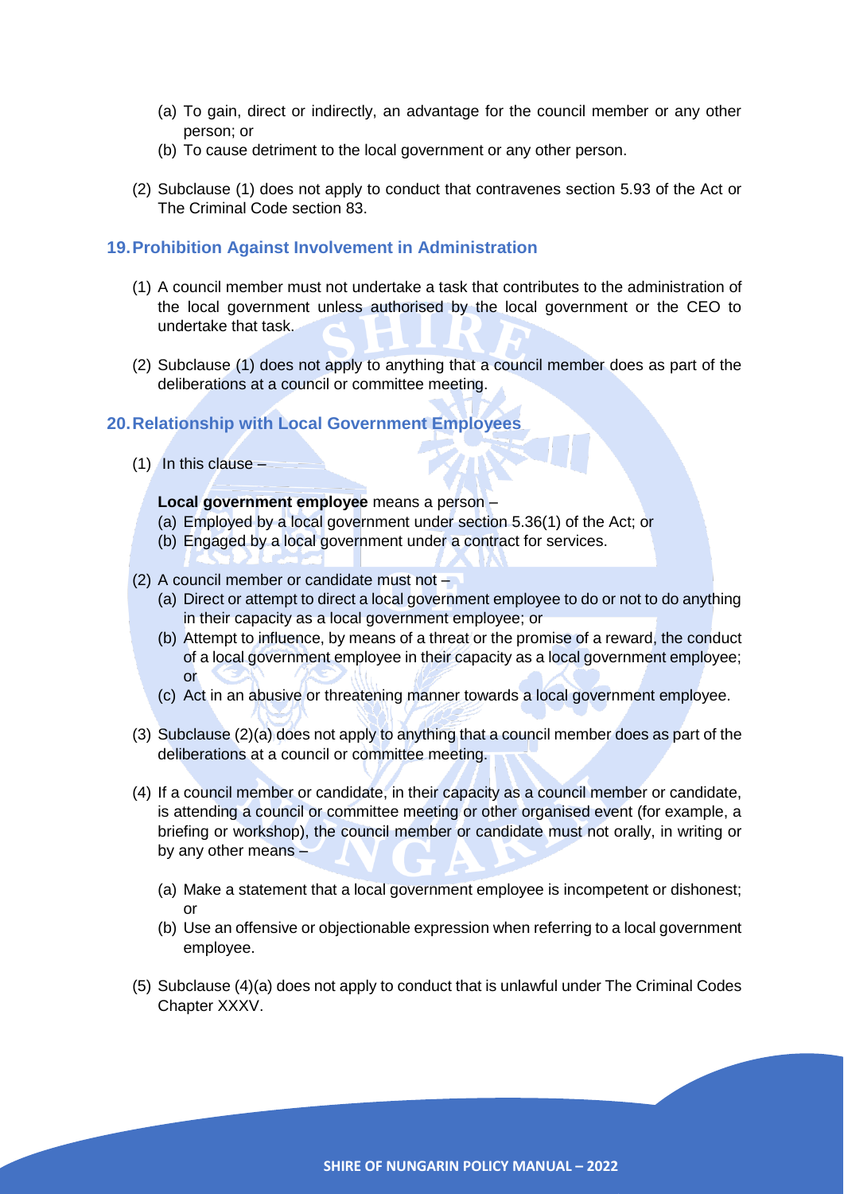(a) To gain, direct or indirectly, an advantage for the council member or any other person; or
(b) To cause detriment to the local government or any other person.

(2) Subclause (1) does not apply to conduct that contravenes section 5.93 of the Act or The Criminal Code section 83.

## 19. Prohibition Against Involvement in Administration

(1) A council member must not undertake a task that contributes to the administration of the local government unless authorised by the local government or the CEO to undertake that task.

(2) Subclause (1) does not apply to anything that a council member does as part of the deliberations at a council or committee meeting.

## 20. Relationship with Local Government Employees

(1) In this clause –

**Local government employee** means a person –
(a) Employed by a local government under section 5.36(1) of the Act; or
(b) Engaged by a local government under a contract for services.

(2) A council member or candidate must not –
(a) Direct or attempt to direct a local government employee to do or not to do anything in their capacity as a local government employee; or
(b) Attempt to influence, by means of a threat or the promise of a reward, the conduct of a local government employee in their capacity as a local government employee; or
(c) Act in an abusive or threatening manner towards a local government employee.

(3) Subclause (2)(a) does not apply to anything that a council member does as part of the deliberations at a council or committee meeting.

(4) If a council member or candidate, in their capacity as a council member or candidate, is attending a council or committee meeting or other organised event (for example, a briefing or workshop), the council member or candidate must not orally, in writing or by any other means –

(a) Make a statement that a local government employee is incompetent or dishonest; or
(b) Use an offensive or objectionable expression when referring to a local government employee.

(5) Subclause (4)(a) does not apply to conduct that is unlawful under The Criminal Codes Chapter XXXV.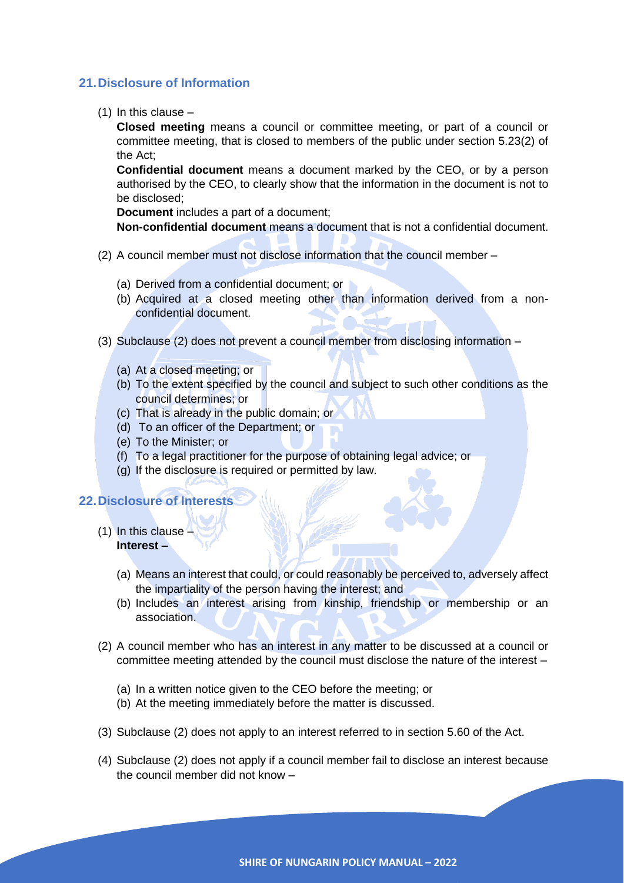## 21. Disclosure of Information

(1) In this clause –

**Closed meeting** means a council or committee meeting, or part of a council or committee meeting, that is closed to members of the public under section 5.23(2) of the Act;

**Confidential document** means a document marked by the CEO, or by a person authorised by the CEO, to clearly show that the information in the document is not to be disclosed;

**Document** includes a part of a document;

**Non-confidential document** means a document that is not a confidential document.

(2) A council member must not disclose information that the council member –

(a) Derived from a confidential document; or
(b) Acquired at a closed meeting other than information derived from a non-confidential document.

(3) Subclause (2) does not prevent a council member from disclosing information –

(a) At a closed meeting; or
(b) To the extent specified by the council and subject to such other conditions as the council determines; or
(c) That is already in the public domain; or
(d) To an officer of the Department; or
(e) To the Minister; or
(f) To a legal practitioner for the purpose of obtaining legal advice; or
(g) If the disclosure is required or permitted by law.

## 22. Disclosure of Interests

(1) In this clause –
**Interest –**

(a) Means an interest that could, or could reasonably be perceived to, adversely affect the impartiality of the person having the interest; and
(b) Includes an interest arising from kinship, friendship or membership or an association.

(2) A council member who has an interest in any matter to be discussed at a council or committee meeting attended by the council must disclose the nature of the interest –

(a) In a written notice given to the CEO before the meeting; or
(b) At the meeting immediately before the matter is discussed.

(3) Subclause (2) does not apply to an interest referred to in section 5.60 of the Act.

(4) Subclause (2) does not apply if a council member fail to disclose an interest because the council member did not know –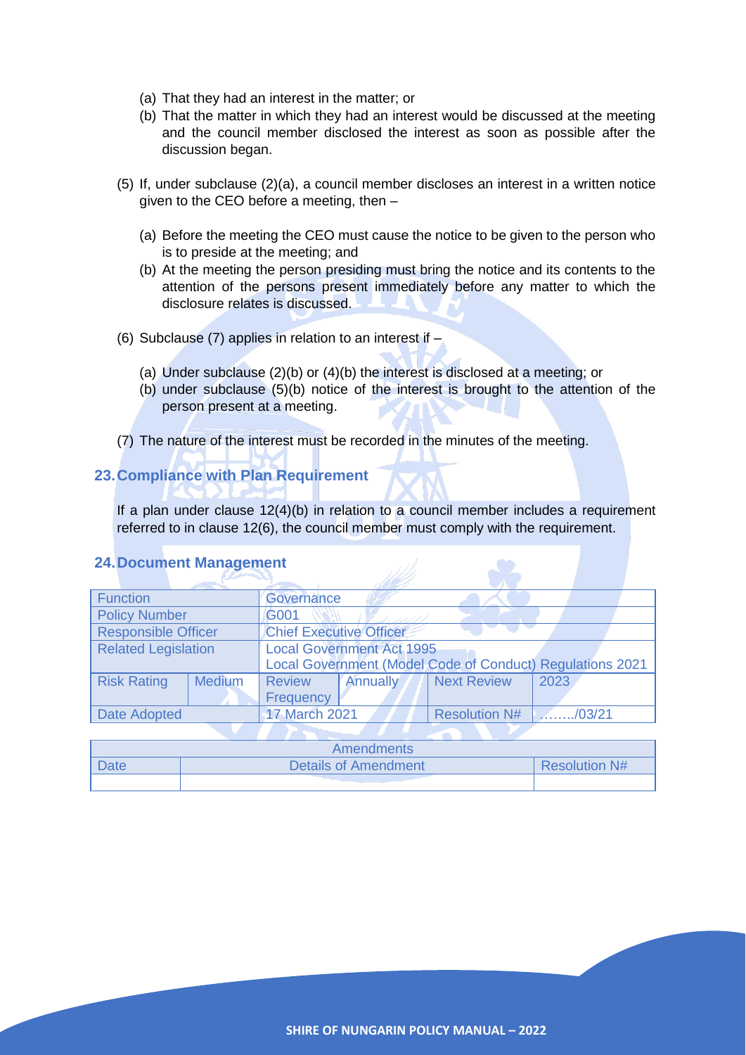(a) That they had an interest in the matter; or
(b) That the matter in which they had an interest would be discussed at the meeting and the council member disclosed the interest as soon as possible after the discussion began.

(5) If, under subclause (2)(a), a council member discloses an interest in a written notice given to the CEO before a meeting, then –

(a) Before the meeting the CEO must cause the notice to be given to the person who is to preside at the meeting; and
(b) At the meeting the person presiding must bring the notice and its contents to the attention of the persons present immediately before any matter to which the disclosure relates is discussed.

(6) Subclause (7) applies in relation to an interest if –

(a) Under subclause (2)(b) or (4)(b) the interest is disclosed at a meeting; or
(b) under subclause (5)(b) notice of the interest is brought to the attention of the person present at a meeting.

(7) The nature of the interest must be recorded in the minutes of the meeting.

## 23. Compliance with Plan Requirement

If a plan under clause 12(4)(b) in relation to a council member includes a requirement referred to in clause 12(6), the council member must comply with the requirement.

## 24. Document Management

| Function | | Governance | | | |
|---|---|---|---|---|---|
| Policy Number | | G001 | | | |
| Responsible Officer | | Chief Executive Officer | | | |
| Related Legislation | | Local Government Act 1995<br>Local Government (Model Code of Conduct) Regulations 2021 | | | |
| Risk Rating | Medium | Review Frequency | Annually | Next Review | 2023 |
| Date Adopted | | 17 March 2021 | | Resolution N# | ……../03/21 |

| Amendments | | |
|---|---|---|
| Date | Details of Amendment | Resolution N# |
| | | |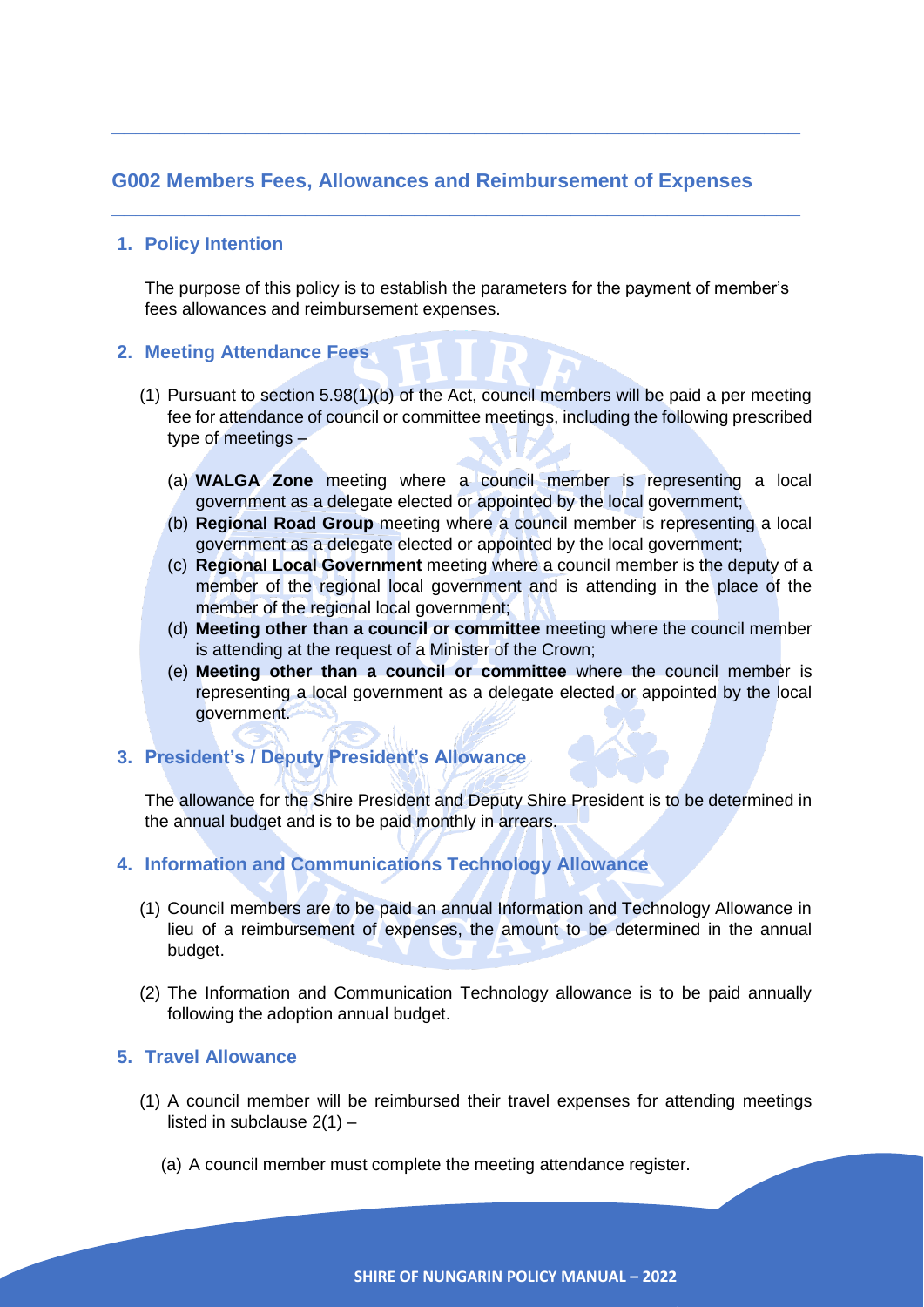## G002 Members Fees, Allowances and Reimbursement of Expenses

### 1. Policy Intention

The purpose of this policy is to establish the parameters for the payment of member's fees allowances and reimbursement expenses.

### 2. Meeting Attendance Fees

(1) Pursuant to section 5.98(1)(b) of the Act, council members will be paid a per meeting fee for attendance of council or committee meetings, including the following prescribed type of meetings –

(a) **WALGA Zone** meeting where a council member is representing a local government as a delegate elected or appointed by the local government;
(b) **Regional Road Group** meeting where a council member is representing a local government as a delegate elected or appointed by the local government;
(c) **Regional Local Government** meeting where a council member is the deputy of a member of the regional local government and is attending in the place of the member of the regional local government;
(d) **Meeting other than a council or committee** meeting where the council member is attending at the request of a Minister of the Crown;
(e) **Meeting other than a council or committee** where the council member is representing a local government as a delegate elected or appointed by the local government.

### 3. President's / Deputy President's Allowance

The allowance for the Shire President and Deputy Shire President is to be determined in the annual budget and is to be paid monthly in arrears.

### 4. Information and Communications Technology Allowance

(1) Council members are to be paid an annual Information and Technology Allowance in lieu of a reimbursement of expenses, the amount to be determined in the annual budget.

(2) The Information and Communication Technology allowance is to be paid annually following the adoption annual budget.

### 5. Travel Allowance

(1) A council member will be reimbursed their travel expenses for attending meetings listed in subclause 2(1) –

(a) A council member must complete the meeting attendance register.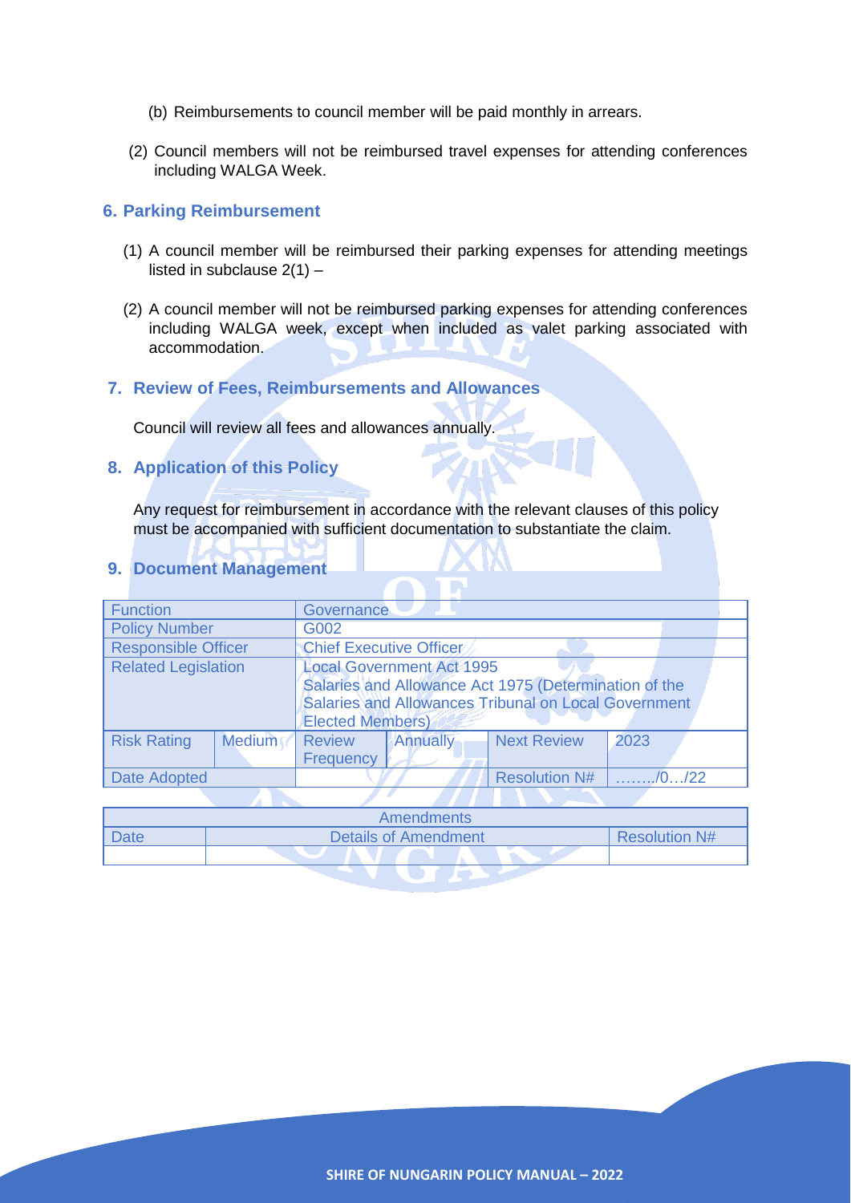(b) Reimbursements to council member will be paid monthly in arrears.

(2) Council members will not be reimbursed travel expenses for attending conferences including WALGA Week.

## 6. Parking Reimbursement

(1) A council member will be reimbursed their parking expenses for attending meetings listed in subclause 2(1) –

(2) A council member will not be reimbursed parking expenses for attending conferences including WALGA week, except when included as valet parking associated with accommodation.

## 7. Review of Fees, Reimbursements and Allowances

Council will review all fees and allowances annually.

## 8. Application of this Policy

Any request for reimbursement in accordance with the relevant clauses of this policy must be accompanied with sufficient documentation to substantiate the claim.

## 9. Document Management

| Function | | Governance | | | |
|---|---|---|---|---|---|
| Policy Number | | G002 | | | |
| Responsible Officer | | Chief Executive Officer | | | |
| Related Legislation | | Local Government Act 1995<br>Salaries and Allowance Act 1975 (Determination of the Salaries and Allowances Tribunal on Local Government Elected Members) | | | |
| Risk Rating | Medium | Review Frequency | Annually | Next Review | 2023 |
| Date Adopted | | | | Resolution N# | ……../0…/22 |

| Amendments | | |
|---|---|---|
| Date | Details of Amendment | Resolution N# |
| | | |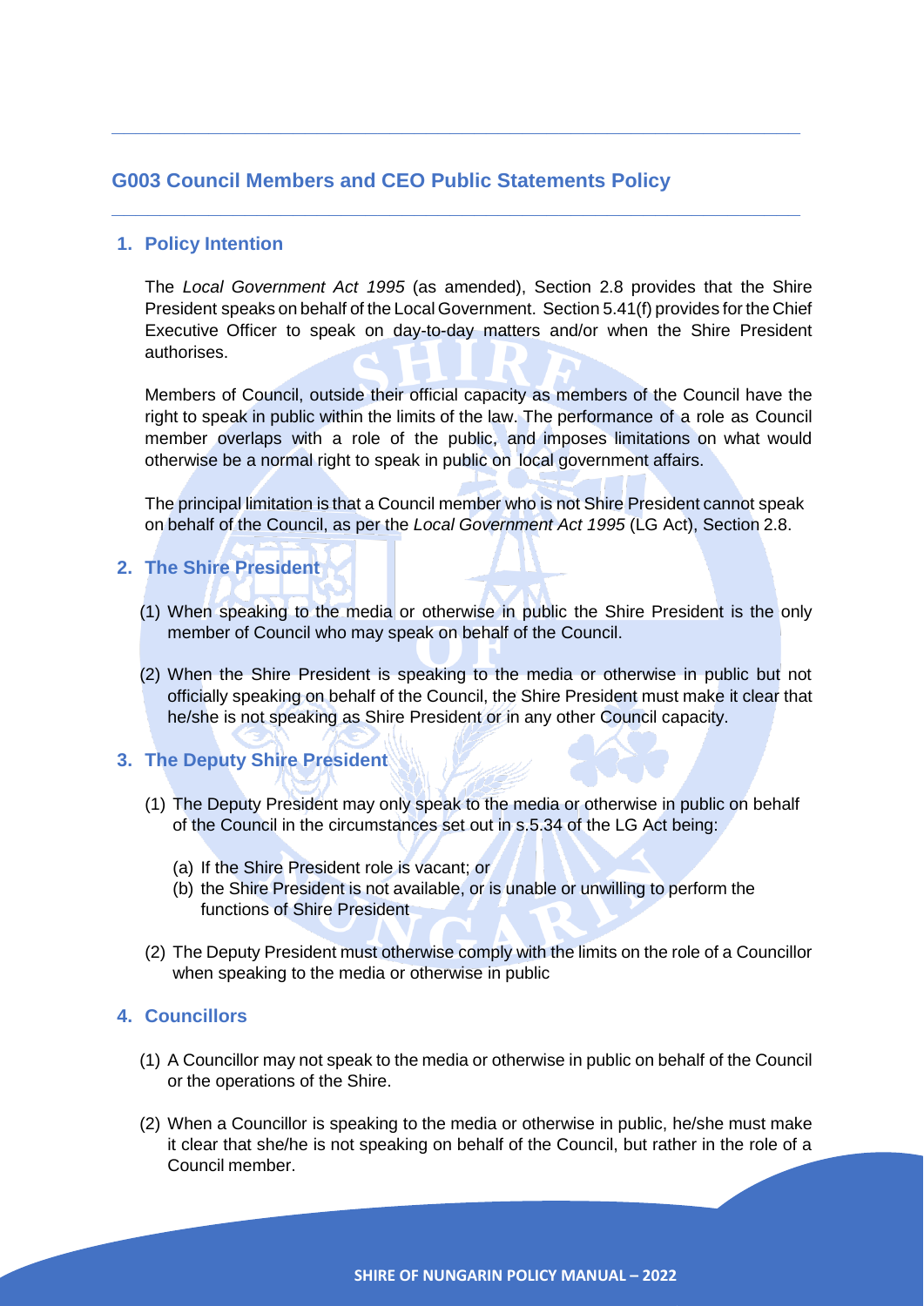## G003 Council Members and CEO Public Statements Policy

### 1. Policy Intention

The *Local Government Act 1995* (as amended), Section 2.8 provides that the Shire President speaks on behalf of the Local Government. Section 5.41(f) provides for the Chief Executive Officer to speak on day-to-day matters and/or when the Shire President authorises.

Members of Council, outside their official capacity as members of the Council have the right to speak in public within the limits of the law. The performance of a role as Council member overlaps with a role of the public, and imposes limitations on what would otherwise be a normal right to speak in public on local government affairs.

The principal limitation is that a Council member who is not Shire President cannot speak on behalf of the Council, as per the *Local Government Act 1995* (LG Act), Section 2.8.

### 2. The Shire President

(1) When speaking to the media or otherwise in public the Shire President is the only member of Council who may speak on behalf of the Council.

(2) When the Shire President is speaking to the media or otherwise in public but not officially speaking on behalf of the Council, the Shire President must make it clear that he/she is not speaking as Shire President or in any other Council capacity.

### 3. The Deputy Shire President

(1) The Deputy President may only speak to the media or otherwise in public on behalf of the Council in the circumstances set out in s.5.34 of the LG Act being:

- (a) If the Shire President role is vacant; or
- (b) the Shire President is not available, or is unable or unwilling to perform the functions of Shire President

(2) The Deputy President must otherwise comply with the limits on the role of a Councillor when speaking to the media or otherwise in public

### 4. Councillors

(1) A Councillor may not speak to the media or otherwise in public on behalf of the Council or the operations of the Shire.

(2) When a Councillor is speaking to the media or otherwise in public, he/she must make it clear that she/he is not speaking on behalf of the Council, but rather in the role of a Council member.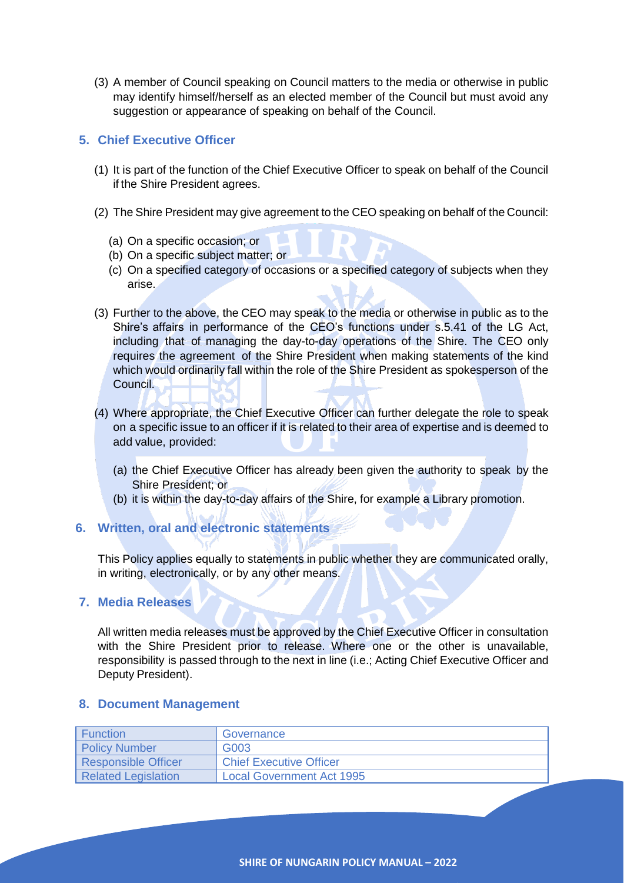(3) A member of Council speaking on Council matters to the media or otherwise in public may identify himself/herself as an elected member of the Council but must avoid any suggestion or appearance of speaking on behalf of the Council.

## 5. Chief Executive Officer

(1) It is part of the function of the Chief Executive Officer to speak on behalf of the Council if the Shire President agrees.

(2) The Shire President may give agreement to the CEO speaking on behalf of the Council:

- (a) On a specific occasion; or
- (b) On a specific subject matter; or
- (c) On a specified category of occasions or a specified category of subjects when they arise.

(3) Further to the above, the CEO may speak to the media or otherwise in public as to the Shire's affairs in performance of the CEO's functions under s.5.41 of the LG Act, including that of managing the day-to-day operations of the Shire. The CEO only requires the agreement of the Shire President when making statements of the kind which would ordinarily fall within the role of the Shire President as spokesperson of the Council.

(4) Where appropriate, the Chief Executive Officer can further delegate the role to speak on a specific issue to an officer if it is related to their area of expertise and is deemed to add value, provided:

- (a) the Chief Executive Officer has already been given the authority to speak by the Shire President; or
- (b) it is within the day-to-day affairs of the Shire, for example a Library promotion.

## 6. Written, oral and electronic statements

This Policy applies equally to statements in public whether they are communicated orally, in writing, electronically, or by any other means.

## 7. Media Releases

All written media releases must be approved by the Chief Executive Officer in consultation with the Shire President prior to release. Where one or the other is unavailable, responsibility is passed through to the next in line (i.e.; Acting Chief Executive Officer and Deputy President).

## 8. Document Management

| Function | Governance |
|---|---|
| Policy Number | G003 |
| Responsible Officer | Chief Executive Officer |
| Related Legislation | Local Government Act 1995 |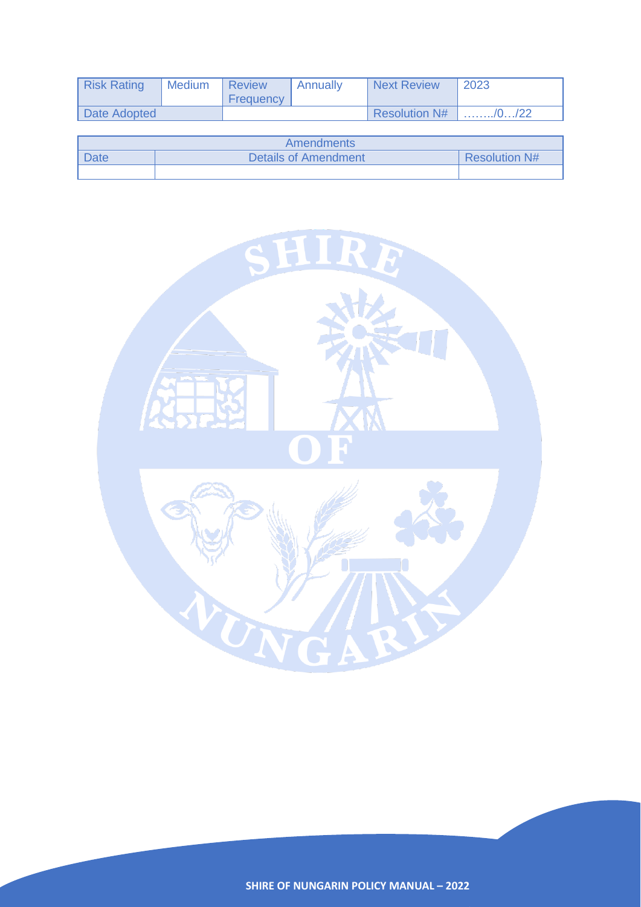| Risk Rating | Medium | Review Frequency | Annually | Next Review | 2023 |
|---|---|---|---|---|---|
| Date Adopted | | | | Resolution N# | ……../0…/22 |

| Amendments | | |
|---|---|---|
| Date | Details of Amendment | Resolution N# |
| | | |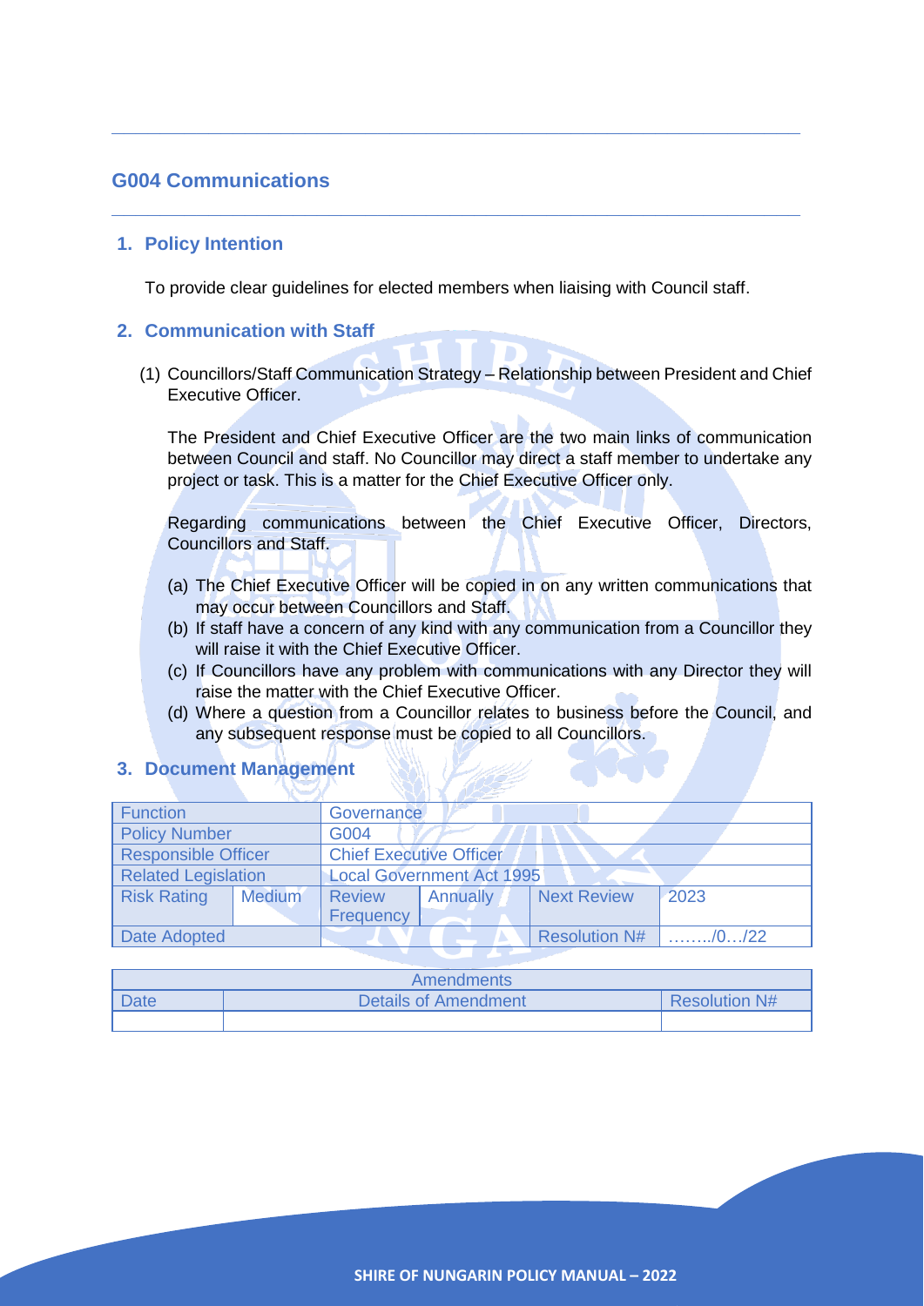# G004 Communications

## 1. Policy Intention

To provide clear guidelines for elected members when liaising with Council staff.

## 2. Communication with Staff

(1) Councillors/Staff Communication Strategy – Relationship between President and Chief Executive Officer.

The President and Chief Executive Officer are the two main links of communication between Council and staff. No Councillor may direct a staff member to undertake any project or task. This is a matter for the Chief Executive Officer only.

Regarding communications between the Chief Executive Officer, Directors, Councillors and Staff.

(a) The Chief Executive Officer will be copied in on any written communications that may occur between Councillors and Staff.
(b) If staff have a concern of any kind with any communication from a Councillor they will raise it with the Chief Executive Officer.
(c) If Councillors have any problem with communications with any Director they will raise the matter with the Chief Executive Officer.
(d) Where a question from a Councillor relates to business before the Council, and any subsequent response must be copied to all Councillors.

## 3. Document Management

| Function | | Governance | | | |
|---|---|---|---|---|---|
| Policy Number | | G004 | | | |
| Responsible Officer | | Chief Executive Officer | | | |
| Related Legislation | | Local Government Act 1995 | | | |
| Risk Rating | Medium | Review Frequency | Annually | Next Review | 2023 |
| Date Adopted | | | | Resolution N# | ……../0…/22 |

| Amendments | | |
|---|---|---|
| Date | Details of Amendment | Resolution N# |
| | | |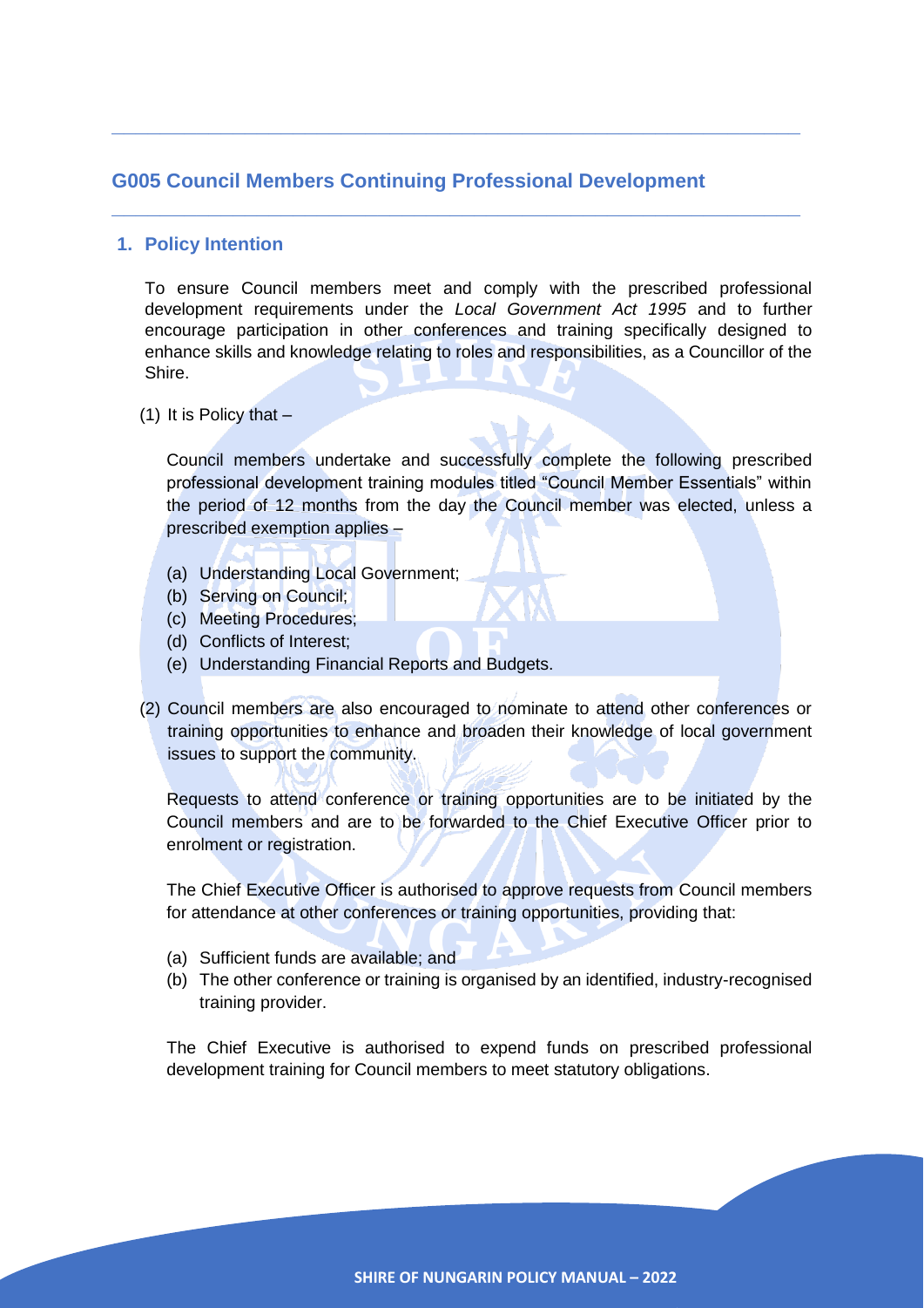## G005 Council Members Continuing Professional Development

### 1. Policy Intention

To ensure Council members meet and comply with the prescribed professional development requirements under the *Local Government Act 1995* and to further encourage participation in other conferences and training specifically designed to enhance skills and knowledge relating to roles and responsibilities, as a Councillor of the Shire.

(1) It is Policy that –

Council members undertake and successfully complete the following prescribed professional development training modules titled "Council Member Essentials" within the period of 12 months from the day the Council member was elected, unless a prescribed exemption applies –

(a) Understanding Local Government;
(b) Serving on Council;
(c) Meeting Procedures;
(d) Conflicts of Interest;
(e) Understanding Financial Reports and Budgets.

(2) Council members are also encouraged to nominate to attend other conferences or training opportunities to enhance and broaden their knowledge of local government issues to support the community.

Requests to attend conference or training opportunities are to be initiated by the Council members and are to be forwarded to the Chief Executive Officer prior to enrolment or registration.

The Chief Executive Officer is authorised to approve requests from Council members for attendance at other conferences or training opportunities, providing that:

(a) Sufficient funds are available; and
(b) The other conference or training is organised by an identified, industry-recognised training provider.

The Chief Executive is authorised to expend funds on prescribed professional development training for Council members to meet statutory obligations.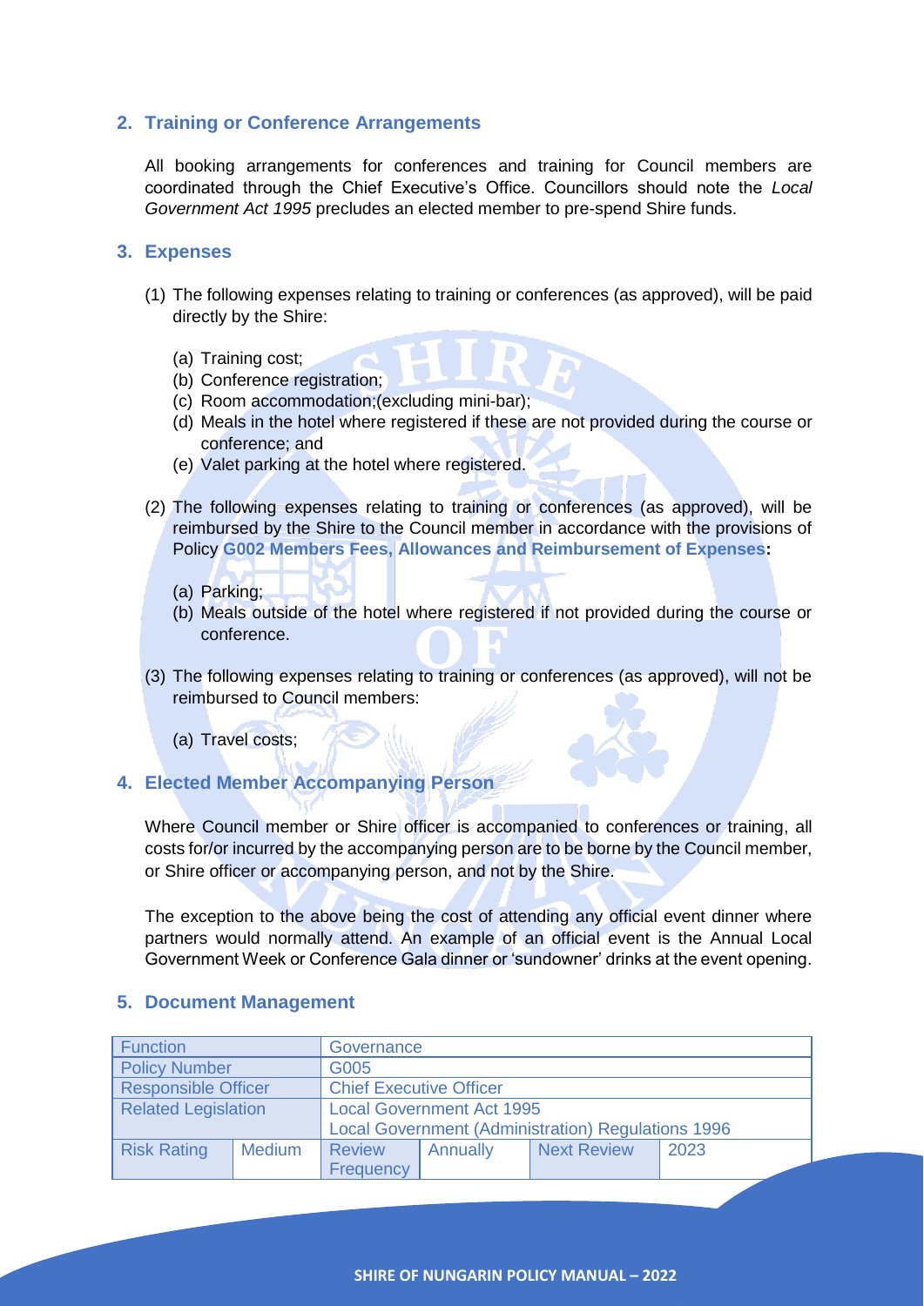## 2. Training or Conference Arrangements

All booking arrangements for conferences and training for Council members are coordinated through the Chief Executive's Office. Councillors should note the *Local Government Act 1995* precludes an elected member to pre-spend Shire funds.

## 3. Expenses

(1) The following expenses relating to training or conferences (as approved), will be paid directly by the Shire:

   (a) Training cost;
   (b) Conference registration;
   (c) Room accommodation;(excluding mini-bar);
   (d) Meals in the hotel where registered if these are not provided during the course or conference; and
   (e) Valet parking at the hotel where registered.

(2) The following expenses relating to training or conferences (as approved), will be reimbursed by the Shire to the Council member in accordance with the provisions of Policy **G002 Members Fees, Allowances and Reimbursement of Expenses:**

   (a) Parking;
   (b) Meals outside of the hotel where registered if not provided during the course or conference.

(3) The following expenses relating to training or conferences (as approved), will not be reimbursed to Council members:

   (a) Travel costs;

## 4. Elected Member Accompanying Person

Where Council member or Shire officer is accompanied to conferences or training, all costs for/or incurred by the accompanying person are to be borne by the Council member, or Shire officer or accompanying person, and not by the Shire.

The exception to the above being the cost of attending any official event dinner where partners would normally attend. An example of an official event is the Annual Local Government Week or Conference Gala dinner or 'sundowner' drinks at the event opening.

## 5. Document Management

| Function | | Governance | | | |
|---|---|---|---|---|---|
| Policy Number | | G005 | | | |
| Responsible Officer | | Chief Executive Officer | | | |
| Related Legislation | | Local Government Act 1995<br>Local Government (Administration) Regulations 1996 | | | |
| Risk Rating | Medium | Review Frequency | Annually | Next Review | 2023 |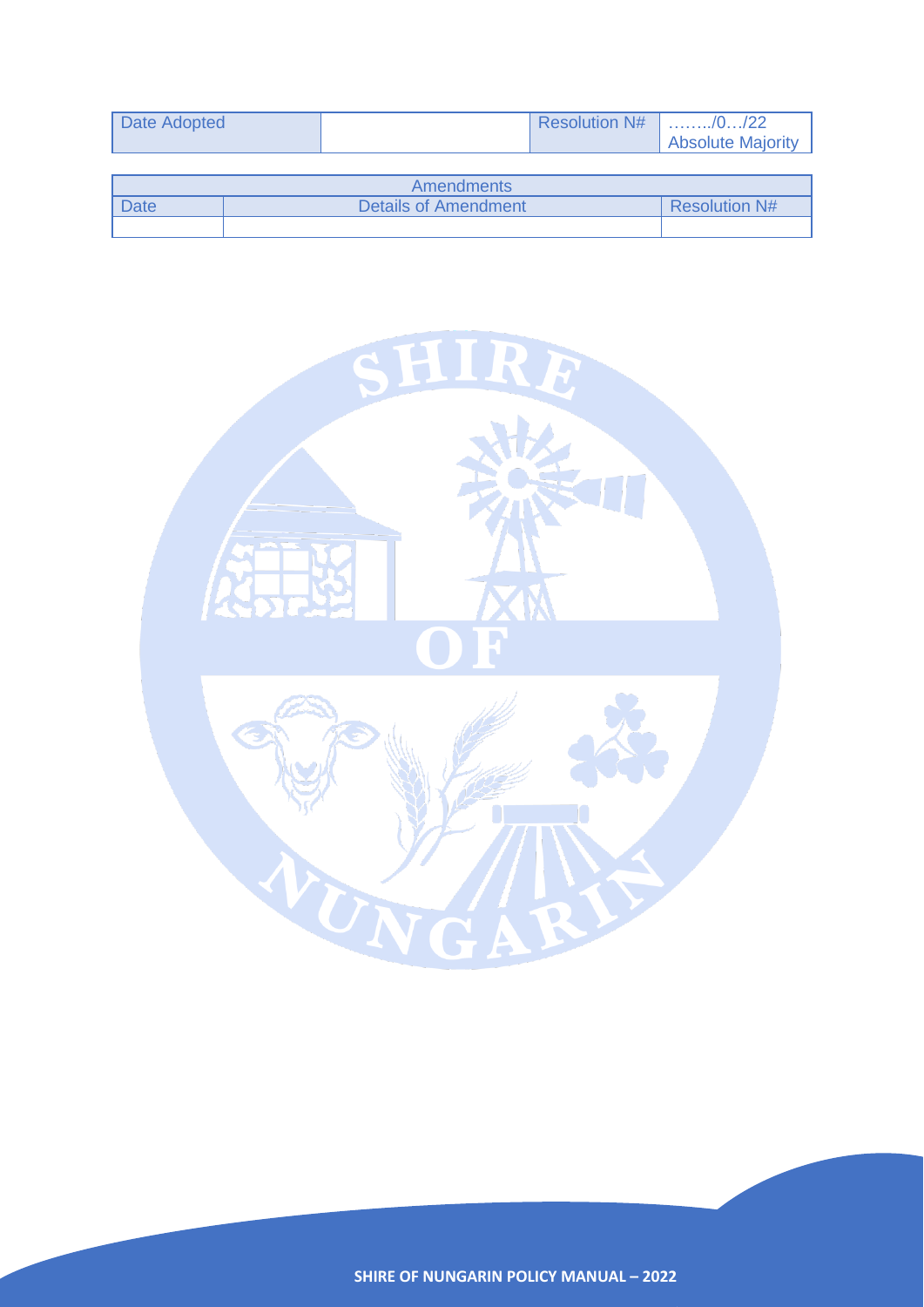| Date Adopted | | Resolution N# | ……../0…/22 Absolute Majority |
|---|---|---|---|

| Amendments | | |
|---|---|---|
| Date | Details of Amendment | Resolution N# |
| | | |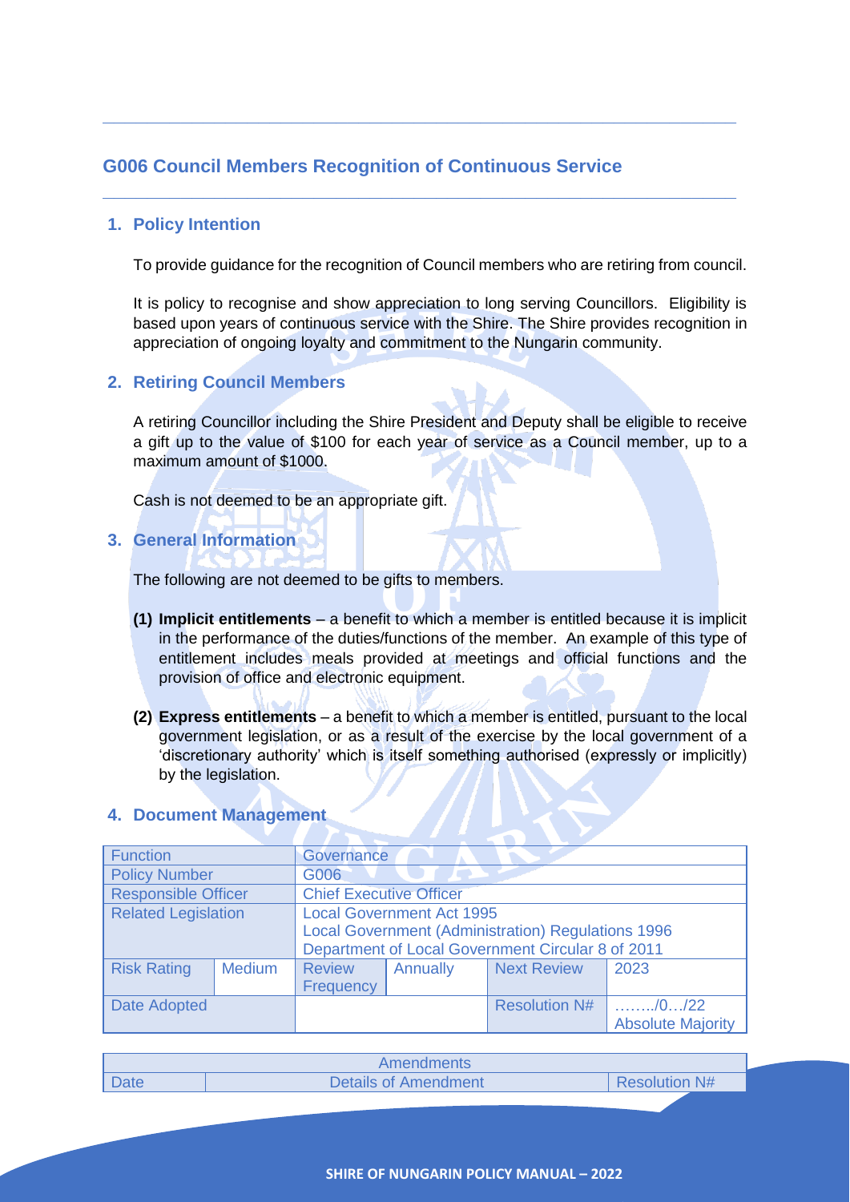## G006 Council Members Recognition of Continuous Service

### 1. Policy Intention

To provide guidance for the recognition of Council members who are retiring from council.

It is policy to recognise and show appreciation to long serving Councillors. Eligibility is based upon years of continuous service with the Shire. The Shire provides recognition in appreciation of ongoing loyalty and commitment to the Nungarin community.

### 2. Retiring Council Members

A retiring Councillor including the Shire President and Deputy shall be eligible to receive a gift up to the value of $100 for each year of service as a Council member, up to a maximum amount of $1000.

Cash is not deemed to be an appropriate gift.

### 3. General Information

The following are not deemed to be gifts to members.

**(1) Implicit entitlements** – a benefit to which a member is entitled because it is implicit in the performance of the duties/functions of the member. An example of this type of entitlement includes meals provided at meetings and official functions and the provision of office and electronic equipment.

**(2) Express entitlements** – a benefit to which a member is entitled, pursuant to the local government legislation, or as a result of the exercise by the local government of a 'discretionary authority' which is itself something authorised (expressly or implicitly) by the legislation.

### 4. Document Management

| Function | | Governance | | | |
|---|---|---|---|---|---|
| Policy Number | | G006 | | | |
| Responsible Officer | | Chief Executive Officer | | | |
| Related Legislation | | Local Government Act 1995<br>Local Government (Administration) Regulations 1996<br>Department of Local Government Circular 8 of 2011 | | | |
| Risk Rating | Medium | Review Frequency | Annually | Next Review | 2023 |
| Date Adopted | | | | Resolution N# | ……../0…/22<br>Absolute Majority |

| Amendments | | |
|---|---|---|
| Date | Details of Amendment | Resolution N# |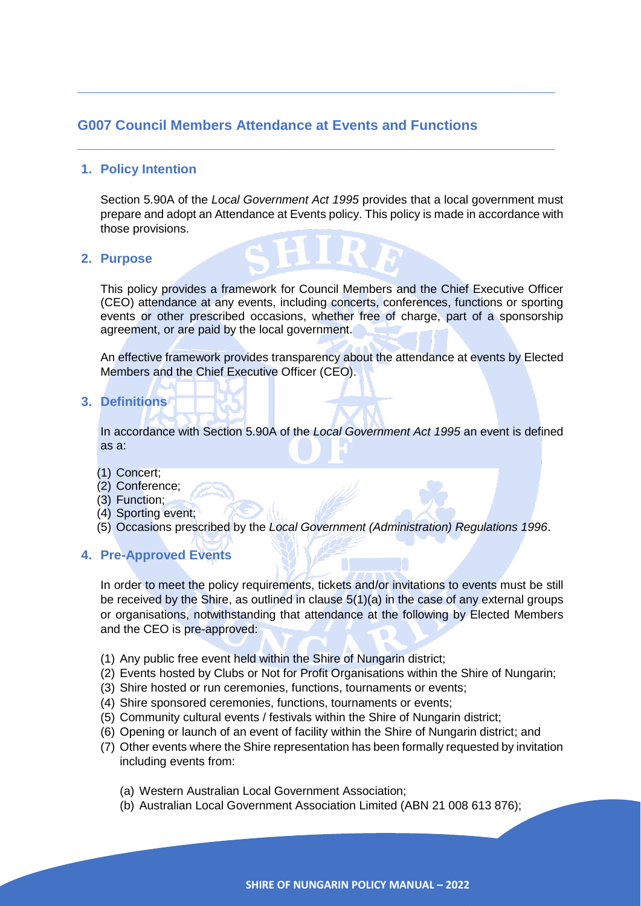## G007 Council Members Attendance at Events and Functions

### 1. Policy Intention

Section 5.90A of the *Local Government Act 1995* provides that a local government must prepare and adopt an Attendance at Events policy. This policy is made in accordance with those provisions.

### 2. Purpose

This policy provides a framework for Council Members and the Chief Executive Officer (CEO) attendance at any events, including concerts, conferences, functions or sporting events or other prescribed occasions, whether free of charge, part of a sponsorship agreement, or are paid by the local government.

An effective framework provides transparency about the attendance at events by Elected Members and the Chief Executive Officer (CEO).

### 3. Definitions

In accordance with Section 5.90A of the *Local Government Act 1995* an event is defined as a:

(1) Concert;
(2) Conference;
(3) Function;
(4) Sporting event;
(5) Occasions prescribed by the *Local Government (Administration) Regulations 1996*.

### 4. Pre-Approved Events

In order to meet the policy requirements, tickets and/or invitations to events must be still be received by the Shire, as outlined in clause 5(1)(a) in the case of any external groups or organisations, notwithstanding that attendance at the following by Elected Members and the CEO is pre-approved:

(1) Any public free event held within the Shire of Nungarin district;
(2) Events hosted by Clubs or Not for Profit Organisations within the Shire of Nungarin;
(3) Shire hosted or run ceremonies, functions, tournaments or events;
(4) Shire sponsored ceremonies, functions, tournaments or events;
(5) Community cultural events / festivals within the Shire of Nungarin district;
(6) Opening or launch of an event of facility within the Shire of Nungarin district; and
(7) Other events where the Shire representation has been formally requested by invitation including events from:

   (a) Western Australian Local Government Association;
   (b) Australian Local Government Association Limited (ABN 21 008 613 876);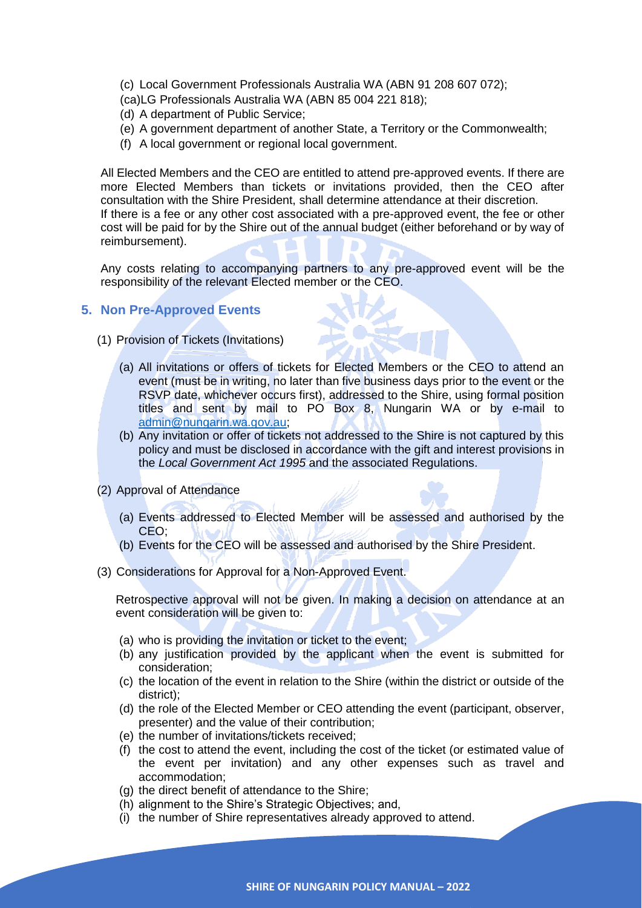(c) Local Government Professionals Australia WA (ABN 91 208 607 072);

(ca)LG Professionals Australia WA (ABN 85 004 221 818);

(d) A department of Public Service;

(e) A government department of another State, a Territory or the Commonwealth;

(f) A local government or regional local government.

All Elected Members and the CEO are entitled to attend pre-approved events. If there are more Elected Members than tickets or invitations provided, then the CEO after consultation with the Shire President, shall determine attendance at their discretion.
If there is a fee or any other cost associated with a pre-approved event, the fee or other cost will be paid for by the Shire out of the annual budget (either beforehand or by way of reimbursement).

Any costs relating to accompanying partners to any pre-approved event will be the responsibility of the relevant Elected member or the CEO.

## 5. Non Pre-Approved Events

(1) Provision of Tickets (Invitations)

(a) All invitations or offers of tickets for Elected Members or the CEO to attend an event (must be in writing, no later than five business days prior to the event or the RSVP date, whichever occurs first), addressed to the Shire, using formal position titles and sent by mail to PO Box 8, Nungarin WA or by e-mail to admin@nungarin.wa.gov.au;

(b) Any invitation or offer of tickets not addressed to the Shire is not captured by this policy and must be disclosed in accordance with the gift and interest provisions in the *Local Government Act 1995* and the associated Regulations.

(2) Approval of Attendance

(a) Events addressed to Elected Member will be assessed and authorised by the CEO;

(b) Events for the CEO will be assessed and authorised by the Shire President.

(3) Considerations for Approval for a Non-Approved Event.

Retrospective approval will not be given. In making a decision on attendance at an event consideration will be given to:

(a) who is providing the invitation or ticket to the event;

(b) any justification provided by the applicant when the event is submitted for consideration;

(c) the location of the event in relation to the Shire (within the district or outside of the district);

(d) the role of the Elected Member or CEO attending the event (participant, observer, presenter) and the value of their contribution;

(e) the number of invitations/tickets received;

(f) the cost to attend the event, including the cost of the ticket (or estimated value of the event per invitation) and any other expenses such as travel and accommodation;

(g) the direct benefit of attendance to the Shire;

(h) alignment to the Shire's Strategic Objectives; and,

(i) the number of Shire representatives already approved to attend.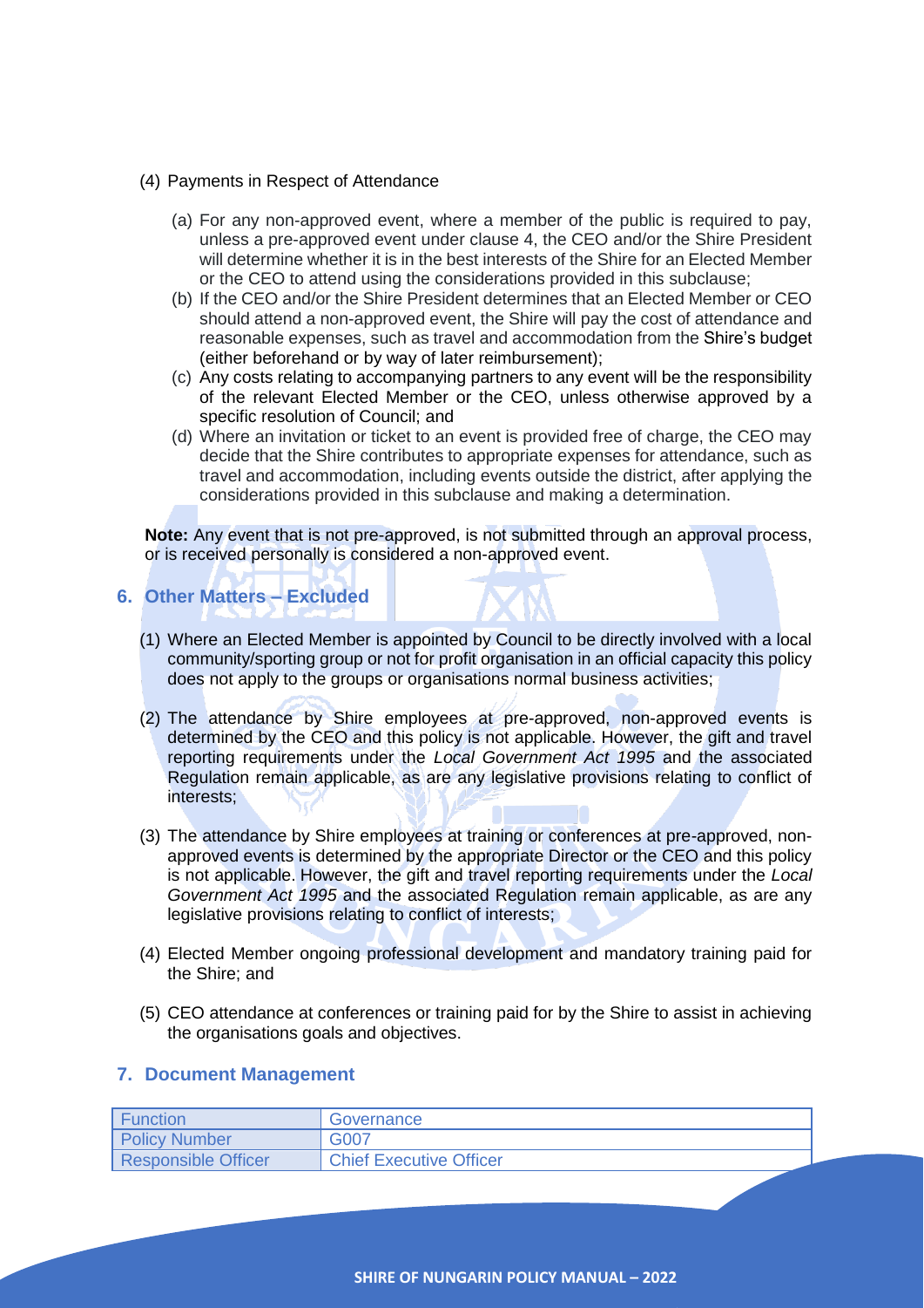(4) Payments in Respect of Attendance

(a) For any non-approved event, where a member of the public is required to pay, unless a pre-approved event under clause 4, the CEO and/or the Shire President will determine whether it is in the best interests of the Shire for an Elected Member or the CEO to attend using the considerations provided in this subclause;

(b) If the CEO and/or the Shire President determines that an Elected Member or CEO should attend a non-approved event, the Shire will pay the cost of attendance and reasonable expenses, such as travel and accommodation from the Shire's budget (either beforehand or by way of later reimbursement);

(c) Any costs relating to accompanying partners to any event will be the responsibility of the relevant Elected Member or the CEO, unless otherwise approved by a specific resolution of Council; and

(d) Where an invitation or ticket to an event is provided free of charge, the CEO may decide that the Shire contributes to appropriate expenses for attendance, such as travel and accommodation, including events outside the district, after applying the considerations provided in this subclause and making a determination.

**Note:** Any event that is not pre-approved, is not submitted through an approval process, or is received personally is considered a non-approved event.

## 6. Other Matters – Excluded

(1) Where an Elected Member is appointed by Council to be directly involved with a local community/sporting group or not for profit organisation in an official capacity this policy does not apply to the groups or organisations normal business activities;

(2) The attendance by Shire employees at pre-approved, non-approved events is determined by the CEO and this policy is not applicable. However, the gift and travel reporting requirements under the *Local Government Act 1995* and the associated Regulation remain applicable, as are any legislative provisions relating to conflict of interests;

(3) The attendance by Shire employees at training or conferences at pre-approved, non-approved events is determined by the appropriate Director or the CEO and this policy is not applicable. However, the gift and travel reporting requirements under the *Local Government Act 1995* and the associated Regulation remain applicable, as are any legislative provisions relating to conflict of interests;

(4) Elected Member ongoing professional development and mandatory training paid for the Shire; and

(5) CEO attendance at conferences or training paid for by the Shire to assist in achieving the organisations goals and objectives.

## 7. Document Management

| Function | Governance |
|---|---|
| Policy Number | G007 |
| Responsible Officer | Chief Executive Officer |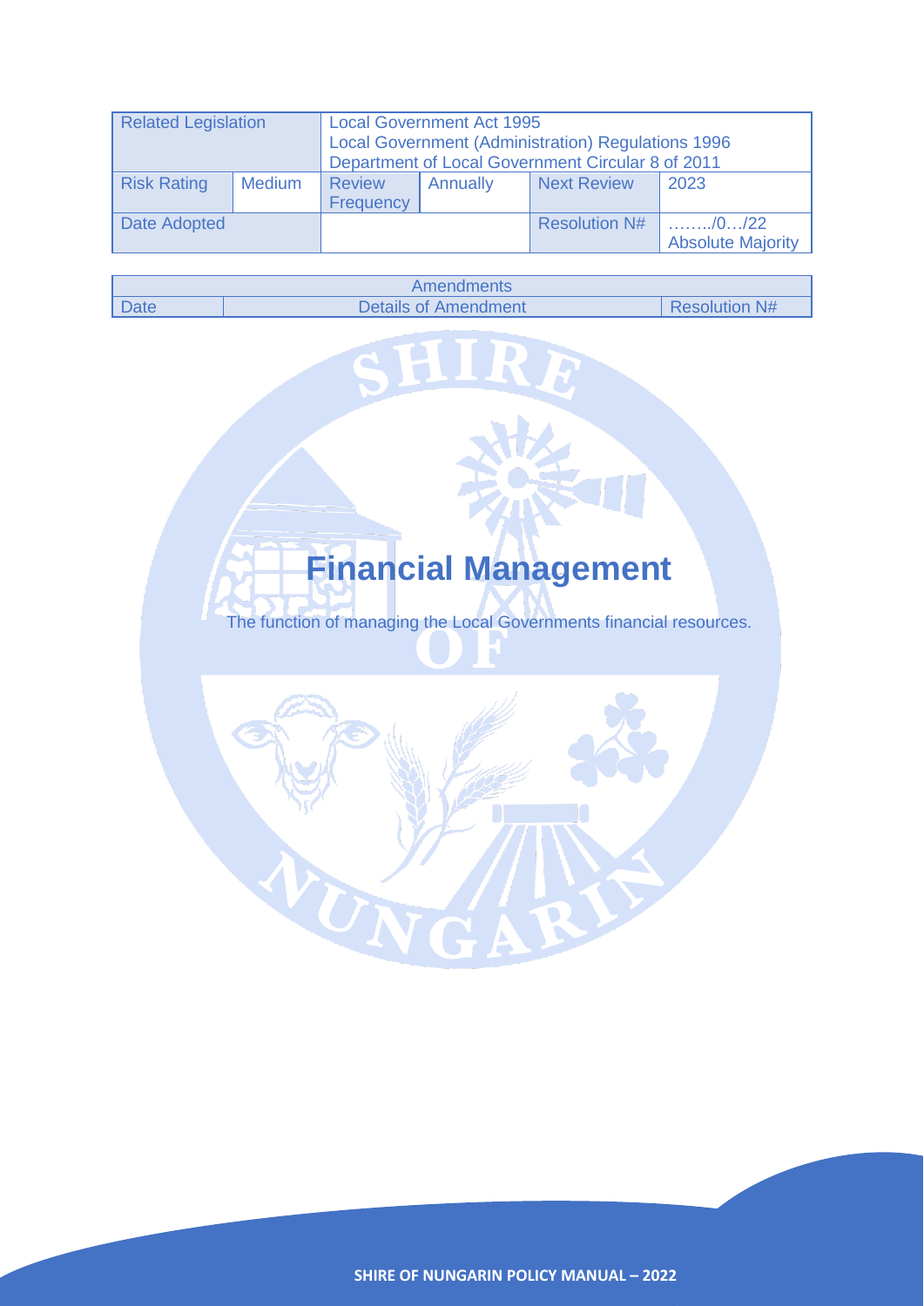| Related Legislation | | Local Government Act 1995<br>Local Government (Administration) Regulations 1996<br>Department of Local Government Circular 8 of 2011 | | | |
|---|---|---|---|---|---|
| Risk Rating | Medium | Review Frequency | Annually | Next Review | 2023 |
| Date Adopted | | | | Resolution N# | ……../0…/22<br>Absolute Majority |

| Amendments | | |
|---|---|---|
| Date | Details of Amendment | Resolution N# |

# Financial Management

The function of managing the Local Governments financial resources.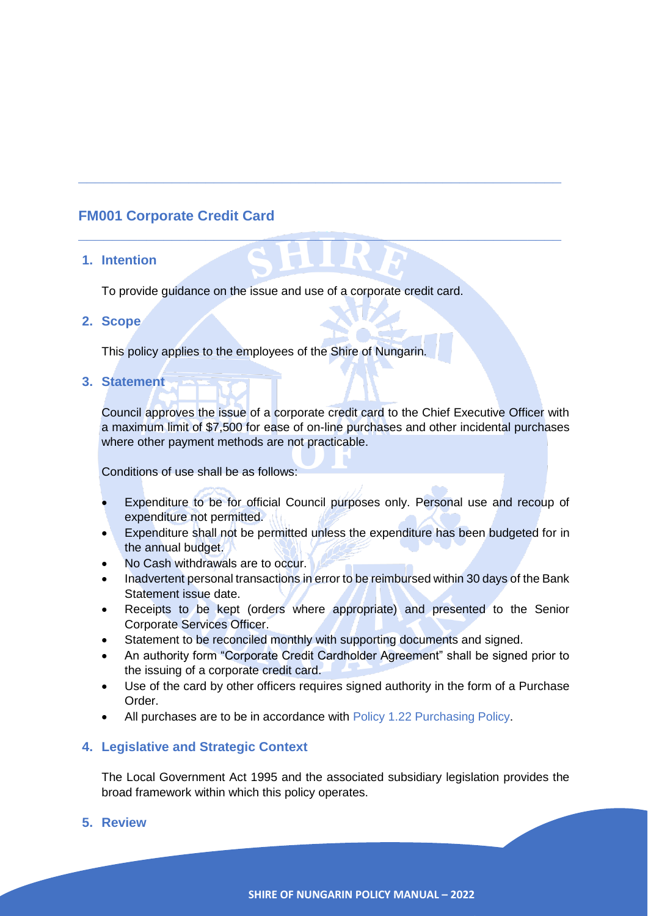## FM001 Corporate Credit Card

### 1. Intention

To provide guidance on the issue and use of a corporate credit card.

### 2. Scope

This policy applies to the employees of the Shire of Nungarin.

### 3. Statement

Council approves the issue of a corporate credit card to the Chief Executive Officer with a maximum limit of $7,500 for ease of on-line purchases and other incidental purchases where other payment methods are not practicable.

Conditions of use shall be as follows:

- Expenditure to be for official Council purposes only. Personal use and recoup of expenditure not permitted.
- Expenditure shall not be permitted unless the expenditure has been budgeted for in the annual budget.
- No Cash withdrawals are to occur.
- Inadvertent personal transactions in error to be reimbursed within 30 days of the Bank Statement issue date.
- Receipts to be kept (orders where appropriate) and presented to the Senior Corporate Services Officer.
- Statement to be reconciled monthly with supporting documents and signed.
- An authority form "Corporate Credit Cardholder Agreement" shall be signed prior to the issuing of a corporate credit card.
- Use of the card by other officers requires signed authority in the form of a Purchase Order.
- All purchases are to be in accordance with Policy 1.22 Purchasing Policy.

### 4. Legislative and Strategic Context

The Local Government Act 1995 and the associated subsidiary legislation provides the broad framework within which this policy operates.

### 5. Review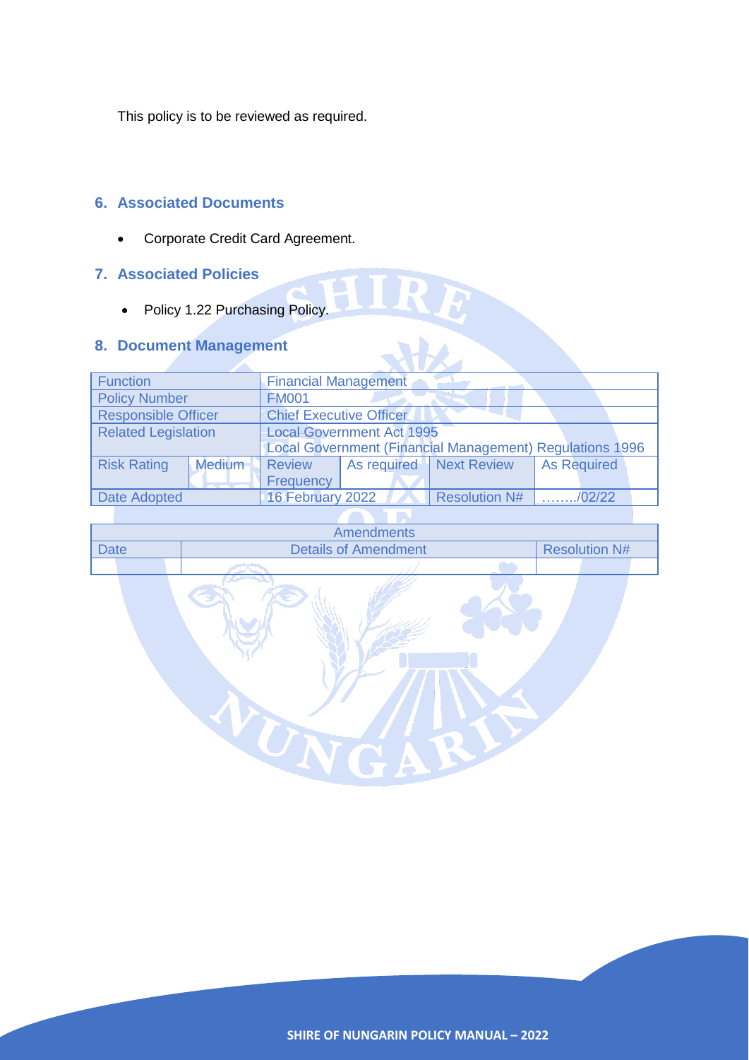This policy is to be reviewed as required.

## 6. Associated Documents

- Corporate Credit Card Agreement.

## 7. Associated Policies

- Policy 1.22 Purchasing Policy.

## 8. Document Management

| | | | | | |
|---|---|---|---|---|---|
| Function | | Financial Management | | | |
| Policy Number | | FM001 | | | |
| Responsible Officer | | Chief Executive Officer | | | |
| Related Legislation | | Local Government Act 1995<br>Local Government (Financial Management) Regulations 1996 | | | |
| Risk Rating | Medium | Review Frequency | As required | Next Review | As Required |
| Date Adopted | | 16 February 2022 | | Resolution N# | ……../02/22 |

| Amendments | | |
|---|---|---|
| Date | Details of Amendment | Resolution N# |
| | | |